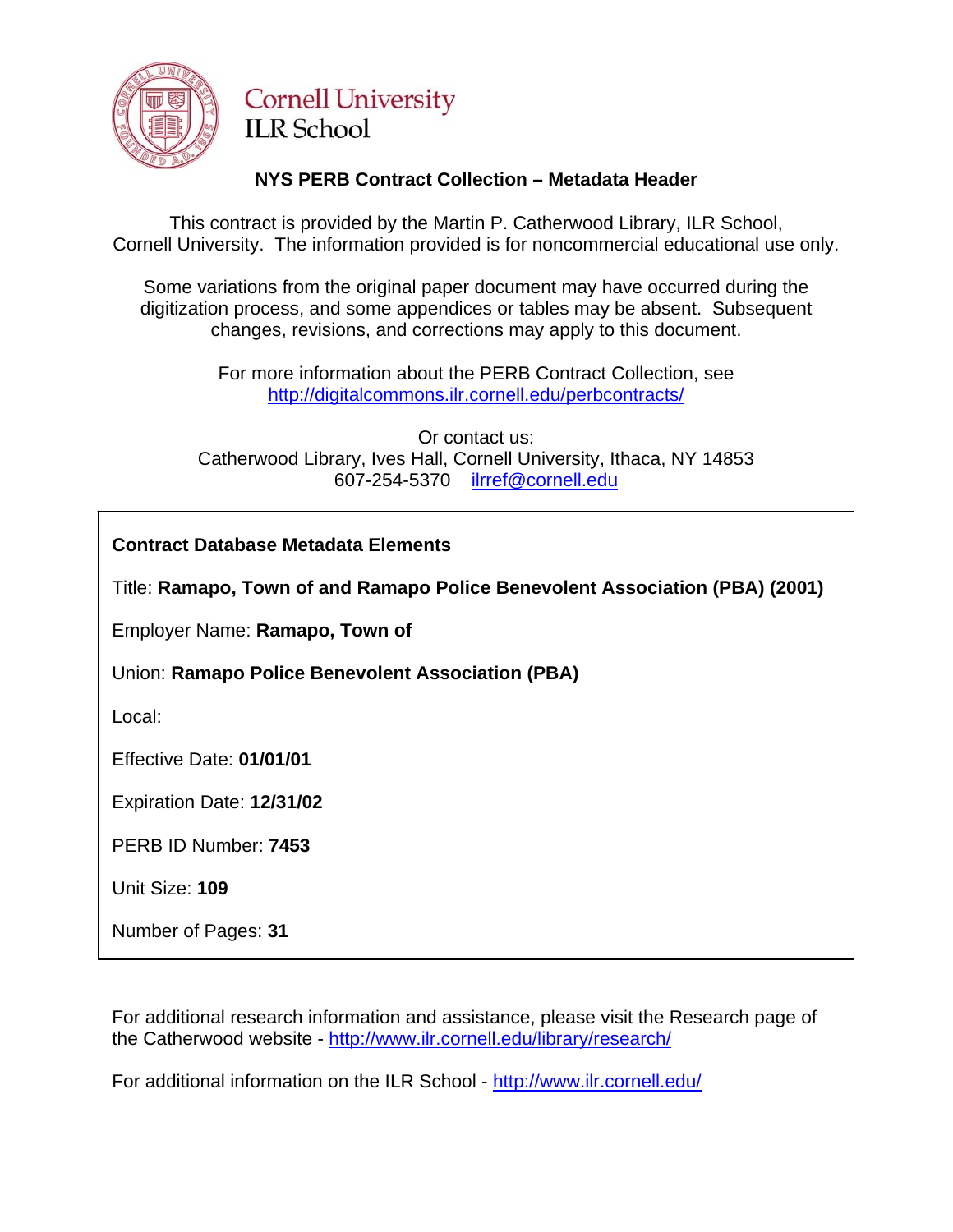Cornell University
ILR School

## NYS PERB Contract Collection – Metadata Header

This contract is provided by the Martin P. Catherwood Library, ILR School, Cornell University. The information provided is for noncommercial educational use only.

Some variations from the original paper document may have occurred during the digitization process, and some appendices or tables may be absent. Subsequent changes, revisions, and corrections may apply to this document.

For more information about the PERB Contract Collection, see http://digitalcommons.ilr.cornell.edu/perbcontracts/

Or contact us:
Catherwood Library, Ives Hall, Cornell University, Ithaca, NY 14853
607-254-5370 ilrref@cornell.edu

**Contract Database Metadata Elements**

Title: **Ramapo, Town of and Ramapo Police Benevolent Association (PBA) (2001)**

Employer Name: **Ramapo, Town of**

Union: **Ramapo Police Benevolent Association (PBA)**

Local:

Effective Date: **01/01/01**

Expiration Date: **12/31/02**

PERB ID Number: **7453**

Unit Size: **109**

Number of Pages: **31**

For additional research information and assistance, please visit the Research page of the Catherwood website - http://www.ilr.cornell.edu/library/research/

For additional information on the ILR School - http://www.ilr.cornell.edu/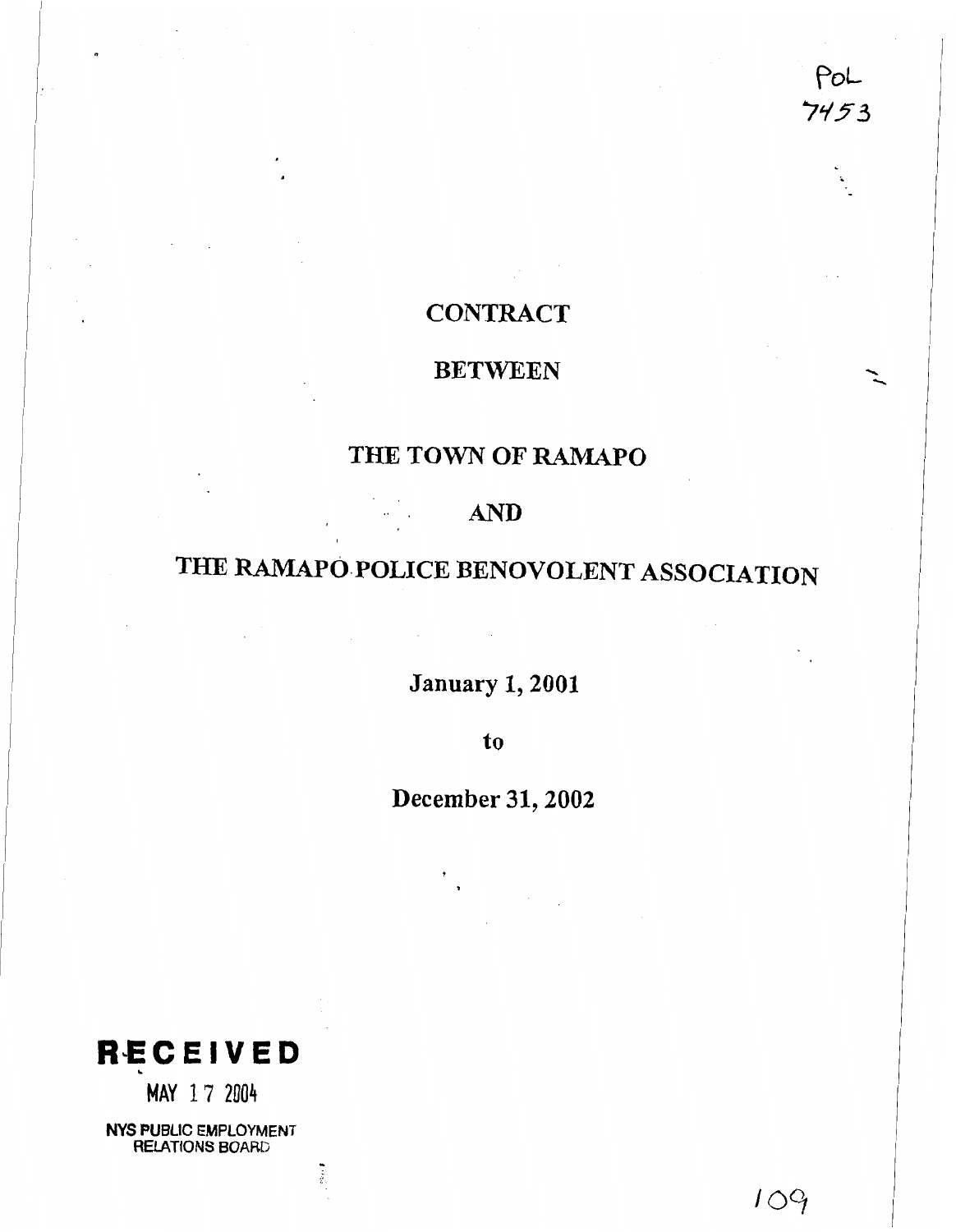PoL
7453

# CONTRACT

# BETWEEN

# THE TOWN OF RAMAPO

# AND

# THE RAMAPO POLICE BENOVOLENT ASSOCIATION

**January 1, 2001**

**to**

**December 31, 2002**

**RECEIVED**

MAY 17 2004

NYS PUBLIC EMPLOYMENT RELATIONS BOARD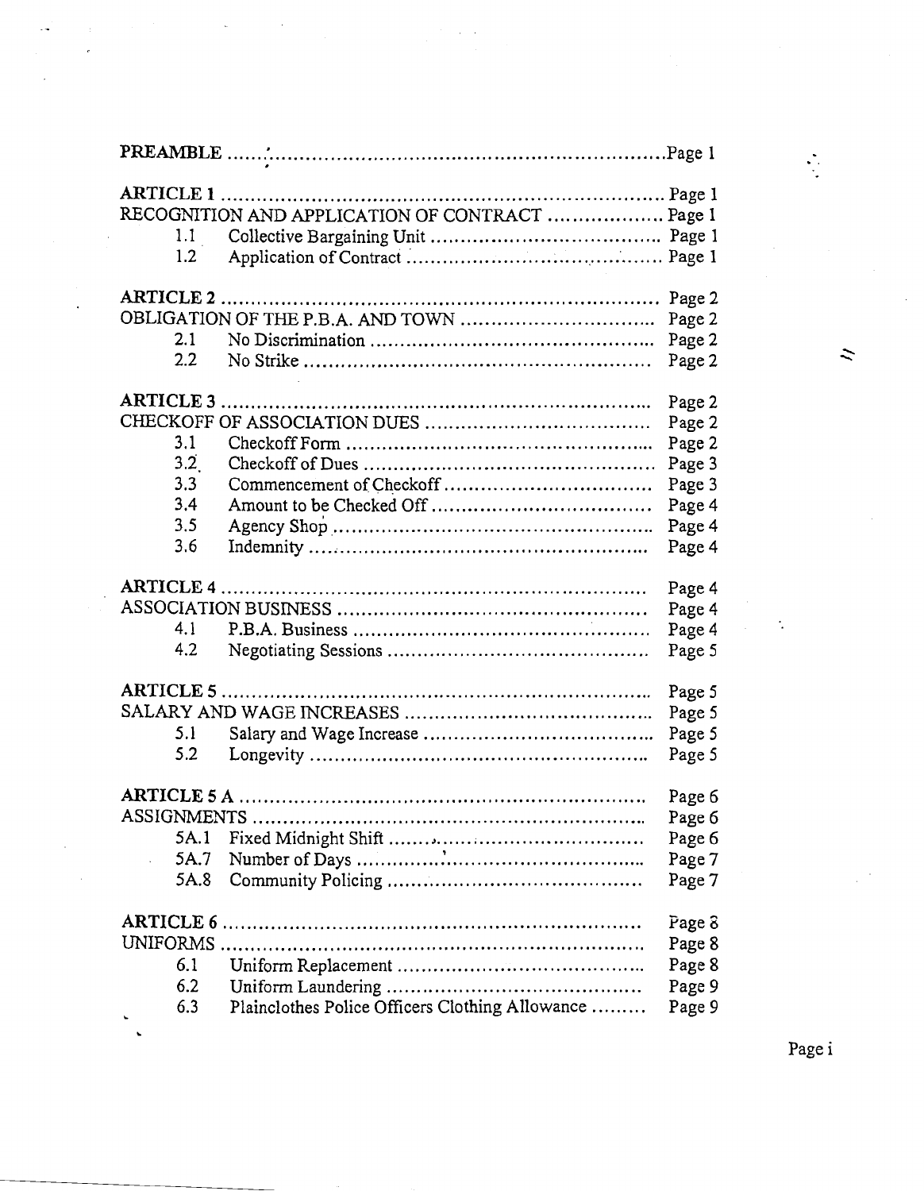| | | |
|---|---|---|
| **PREAMBLE** | | Page 1 |
| **ARTICLE 1** | | Page 1 |
| RECOGNITION AND APPLICATION OF CONTRACT | | Page 1 |
| 1.1 | Collective Bargaining Unit | Page 1 |
| 1.2 | Application of Contract | Page 1 |
| **ARTICLE 2** | | Page 2 |
| OBLIGATION OF THE P.B.A. AND TOWN | | Page 2 |
| 2.1 | No Discrimination | Page 2 |
| 2.2 | No Strike | Page 2 |
| **ARTICLE 3** | | Page 2 |
| CHECKOFF OF ASSOCIATION DUES | | Page 2 |
| 3.1 | Checkoff Form | Page 2 |
| 3.2 | Checkoff of Dues | Page 3 |
| 3.3 | Commencement of Checkoff | Page 3 |
| 3.4 | Amount to be Checked Off | Page 4 |
| 3.5 | Agency Shop | Page 4 |
| 3.6 | Indemnity | Page 4 |
| **ARTICLE 4** | | Page 4 |
| ASSOCIATION BUSINESS | | Page 4 |
| 4.1 | P.B.A. Business | Page 4 |
| 4.2 | Negotiating Sessions | Page 5 |
| **ARTICLE 5** | | Page 5 |
| SALARY AND WAGE INCREASES | | Page 5 |
| 5.1 | Salary and Wage Increase | Page 5 |
| 5.2 | Longevity | Page 5 |
| **ARTICLE 5 A** | | Page 6 |
| ASSIGNMENTS | | Page 6 |
| 5A.1 | Fixed Midnight Shift | Page 6 |
| 5A.7 | Number of Days | Page 7 |
| 5A.8 | Community Policing | Page 7 |
| **ARTICLE 6** | | Page 8 |
| UNIFORMS | | Page 8 |
| 6.1 | Uniform Replacement | Page 8 |
| 6.2 | Uniform Laundering | Page 9 |
| 6.3 | Plainclothes Police Officers Clothing Allowance | Page 9 |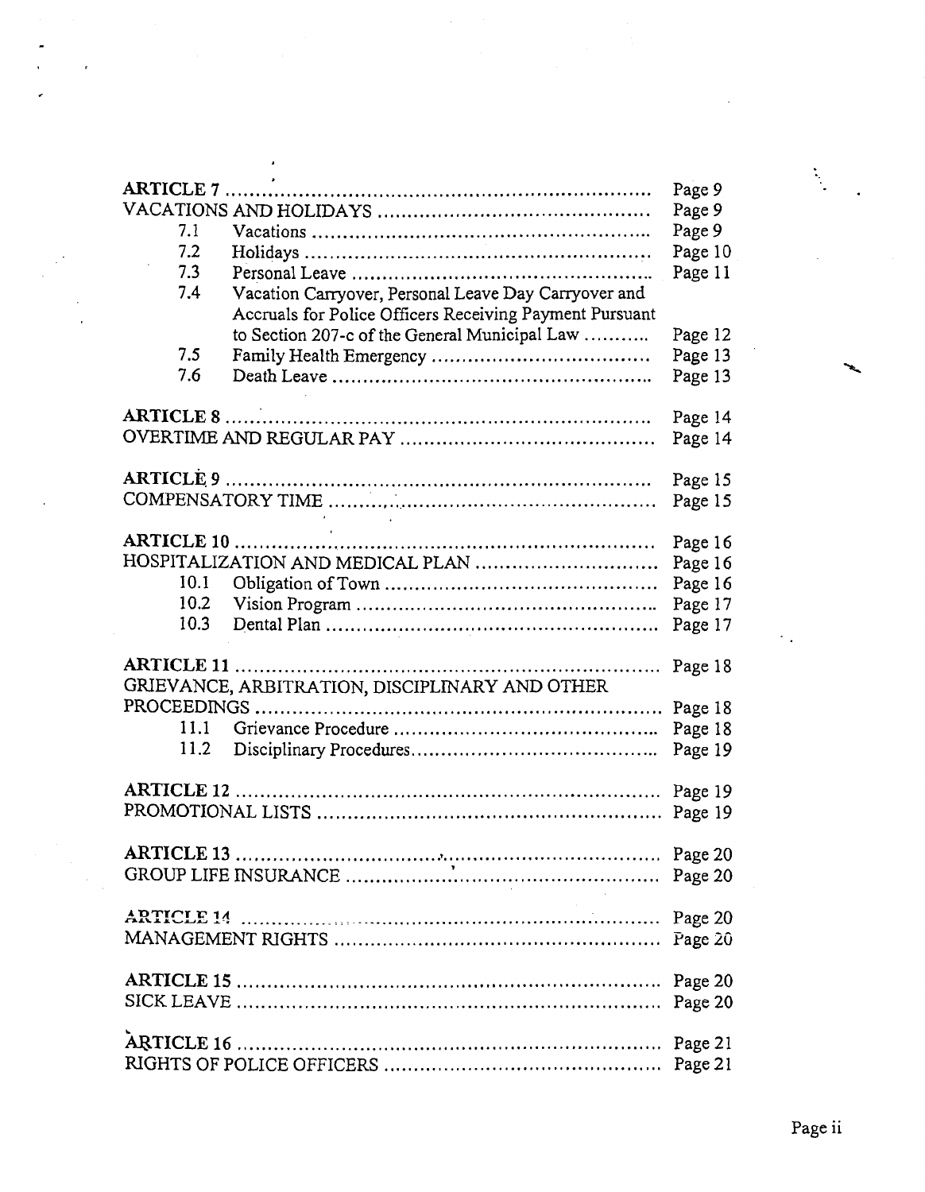| | | |
|---|---|---|
| **ARTICLE 7** | | Page 9 |
| VACATIONS AND HOLIDAYS | | Page 9 |
| 7.1 | Vacations | Page 9 |
| 7.2 | Holidays | Page 10 |
| 7.3 | Personal Leave | Page 11 |
| 7.4 | Vacation Carryover, Personal Leave Day Carryover and Accruals for Police Officers Receiving Payment Pursuant to Section 207-c of the General Municipal Law | Page 12 |
| 7.5 | Family Health Emergency | Page 13 |
| 7.6 | Death Leave | Page 13 |
| **ARTICLE 8** | | Page 14 |
| OVERTIME AND REGULAR PAY | | Page 14 |
| **ARTICLE 9** | | Page 15 |
| COMPENSATORY TIME | | Page 15 |
| **ARTICLE 10** | | Page 16 |
| HOSPITALIZATION AND MEDICAL PLAN | | Page 16 |
| 10.1 | Obligation of Town | Page 16 |
| 10.2 | Vision Program | Page 17 |
| 10.3 | Dental Plan | Page 17 |
| **ARTICLE 11** | | Page 18 |
| GRIEVANCE, ARBITRATION, DISCIPLINARY AND OTHER PROCEEDINGS | | Page 18 |
| 11.1 | Grievance Procedure | Page 18 |
| 11.2 | Disciplinary Procedures | Page 19 |
| **ARTICLE 12** | | Page 19 |
| PROMOTIONAL LISTS | | Page 19 |
| **ARTICLE 13** | | Page 20 |
| GROUP LIFE INSURANCE | | Page 20 |
| **ARTICLE 14** | | Page 20 |
| MANAGEMENT RIGHTS | | Page 20 |
| **ARTICLE 15** | | Page 20 |
| SICK LEAVE | | Page 20 |
| **ARTICLE 16** | | Page 21 |
| RIGHTS OF POLICE OFFICERS | | Page 21 |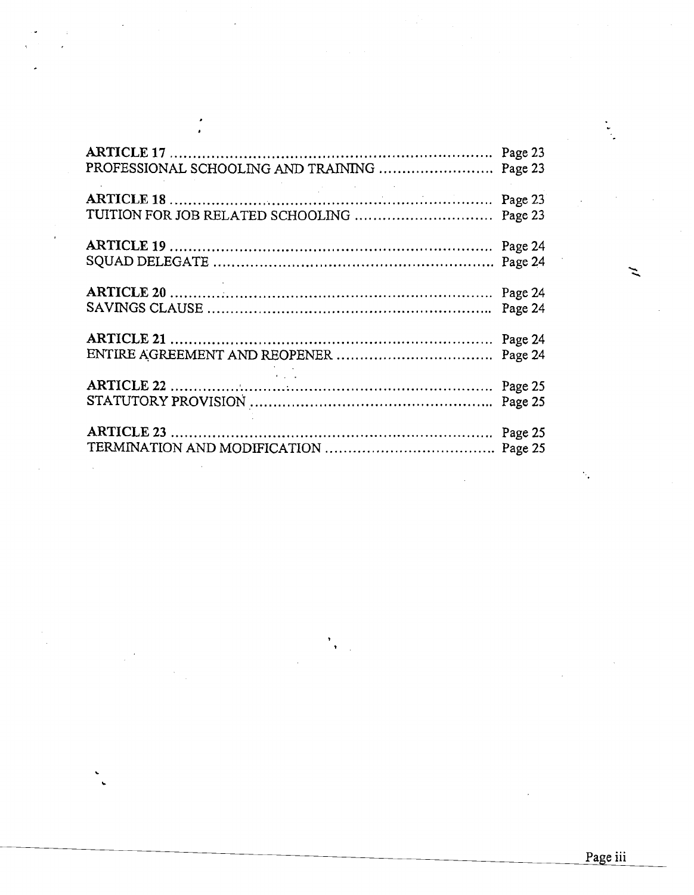**ARTICLE 17** .................................................................... Page 23
PROFESSIONAL SCHOOLING AND TRAINING ......................... Page 23

**ARTICLE 18** .................................................................... Page 23
TUITION FOR JOB RELATED SCHOOLING .............................. Page 23

**ARTICLE 19** .................................................................... Page 24
SQUAD DELEGATE ............................................................ Page 24

**ARTICLE 20** .................................................................... Page 24
SAVINGS CLAUSE ............................................................. Page 24

**ARTICLE 21** .................................................................... Page 24
ENTIRE AGREEMENT AND REOPENER .................................. Page 24

**ARTICLE 22** .................................................................... Page 25
STATUTORY PROVISION ..................................................... Page 25

**ARTICLE 23** .................................................................... Page 25
TERMINATION AND MODIFICATION ..................................... Page 25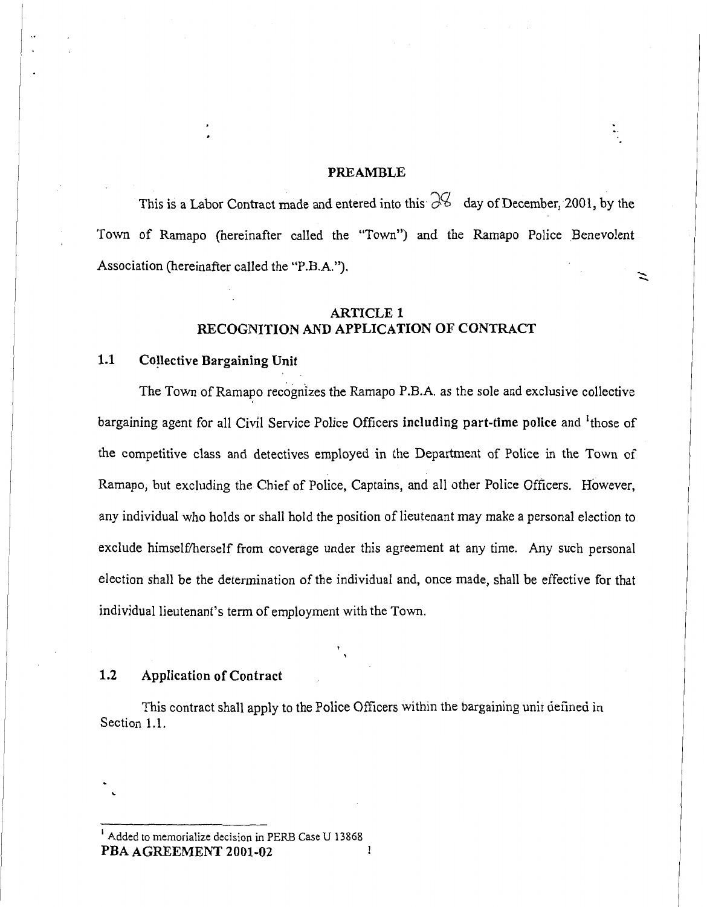## PREAMBLE

This is a Labor Contract made and entered into this 28 day of December, 2001, by the Town of Ramapo (hereinafter called the "Town") and the Ramapo Police Benevolent Association (hereinafter called the "P.B.A.").

## ARTICLE 1
## RECOGNITION AND APPLICATION OF CONTRACT

### 1.1 Collective Bargaining Unit

The Town of Ramapo recognizes the Ramapo P.B.A. as the sole and exclusive collective bargaining agent for all Civil Service Police Officers **including part-time police** and [1]those of the competitive class and detectives employed in the Department of Police in the Town of Ramapo, but excluding the Chief of Police, Captains, and all other Police Officers. However, any individual who holds or shall hold the position of lieutenant may make a personal election to exclude himself/herself from coverage under this agreement at any time. Any such personal election shall be the determination of the individual and, once made, shall be effective for that individual lieutenant's term of employment with the Town.

### 1.2 Application of Contract

This contract shall apply to the Police Officers within the bargaining unit defined in Section 1.1.

---

[1] Added to memorialize decision in PERB Case U 13868

**PBA AGREEMENT 2001-02**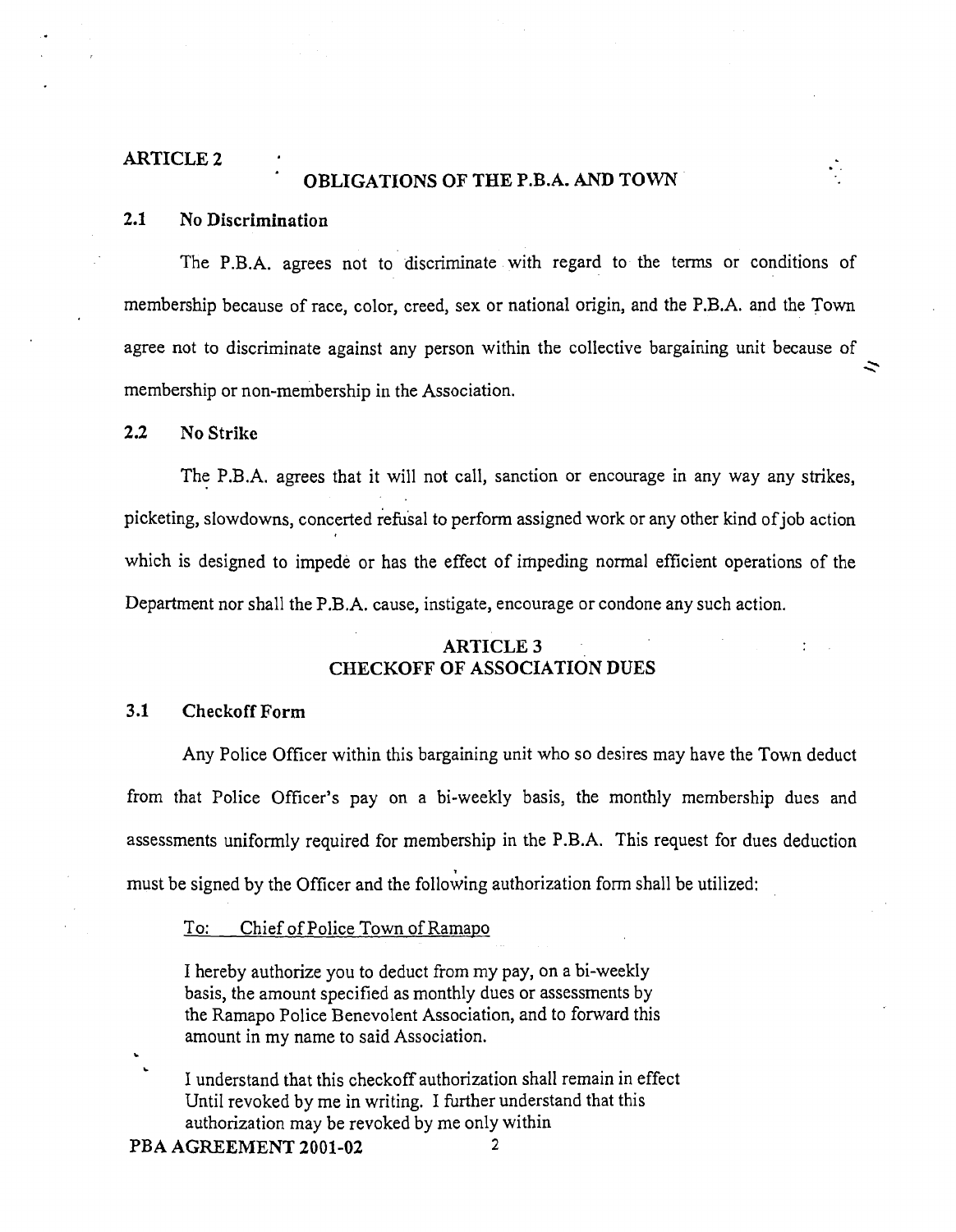## ARTICLE 2

### OBLIGATIONS OF THE P.B.A. AND TOWN

**2.1 No Discrimination**

The P.B.A. agrees not to discriminate with regard to the terms or conditions of membership because of race, color, creed, sex or national origin, and the P.B.A. and the Town agree not to discriminate against any person within the collective bargaining unit because of membership or non-membership in the Association.

**2.2 No Strike**

The P.B.A. agrees that it will not call, sanction or encourage in any way any strikes, picketing, slowdowns, concerted refusal to perform assigned work or any other kind of job action which is designed to impede or has the effect of impeding normal efficient operations of the Department nor shall the P.B.A. cause, instigate, encourage or condone any such action.

## ARTICLE 3
### CHECKOFF OF ASSOCIATION DUES

**3.1 Checkoff Form**

Any Police Officer within this bargaining unit who so desires may have the Town deduct from that Police Officer's pay on a bi-weekly basis, the monthly membership dues and assessments uniformly required for membership in the P.B.A. This request for dues deduction must be signed by the Officer and the following authorization form shall be utilized:

> To: Chief of Police Town of Ramapo
>
> I hereby authorize you to deduct from my pay, on a bi-weekly basis, the amount specified as monthly dues or assessments by the Ramapo Police Benevolent Association, and to forward this amount in my name to said Association.
>
> I understand that this checkoff authorization shall remain in effect Until revoked by me in writing. I further understand that this authorization may be revoked by me only within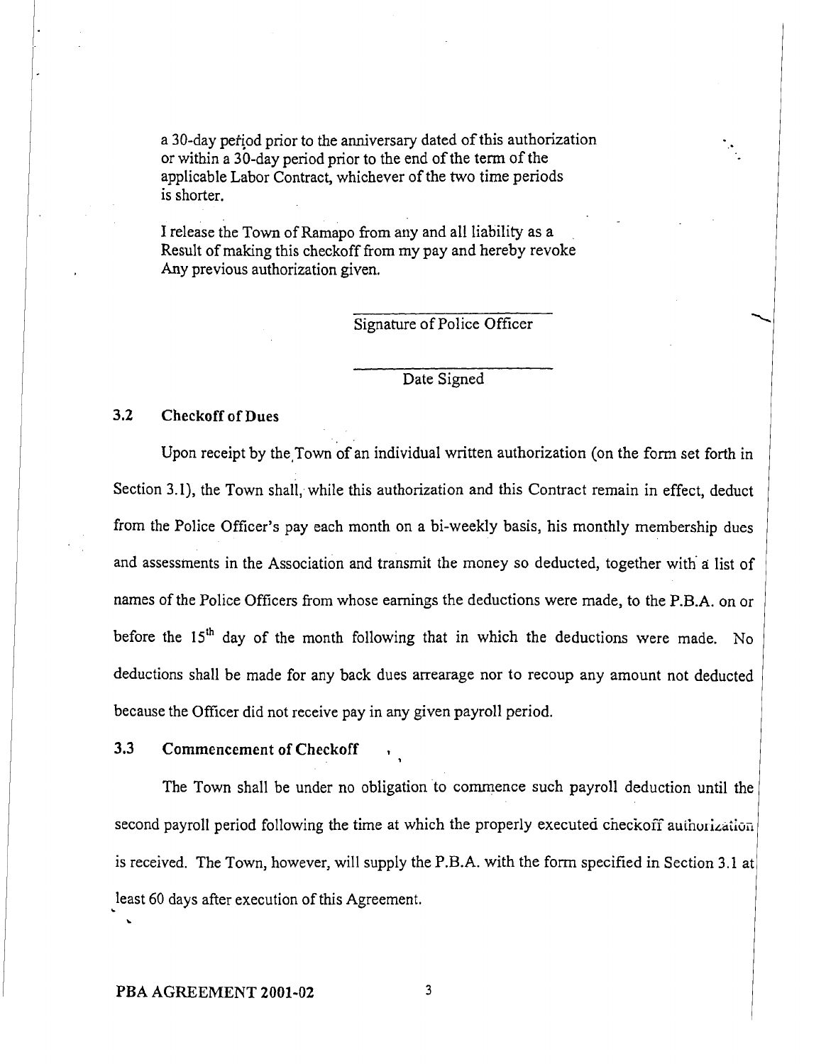a 30-day period prior to the anniversary dated of this authorization or within a 30-day period prior to the end of the term of the applicable Labor Contract, whichever of the two time periods is shorter.

I release the Town of Ramapo from any and all liability as a Result of making this checkoff from my pay and hereby revoke Any previous authorization given.

\_\_\_\_\_\_\_\_\_\_\_\_\_\_\_\_\_\_\_\_\_\_\_\_
Signature of Police Officer

\_\_\_\_\_\_\_\_\_\_\_\_\_\_\_\_\_\_\_\_\_\_\_\_
Date Signed

### 3.2 Checkoff of Dues

Upon receipt by the Town of an individual written authorization (on the form set forth in Section 3.1), the Town shall, while this authorization and this Contract remain in effect, deduct from the Police Officer's pay each month on a bi-weekly basis, his monthly membership dues and assessments in the Association and transmit the money so deducted, together with a list of names of the Police Officers from whose earnings the deductions were made, to the P.B.A. on or before the 15th day of the month following that in which the deductions were made. No deductions shall be made for any back dues arrearage nor to recoup any amount not deducted because the Officer did not receive pay in any given payroll period.

### 3.3 Commencement of Checkoff

The Town shall be under no obligation to commence such payroll deduction until the second payroll period following the time at which the properly executed checkoff authorization is received. The Town, however, will supply the P.B.A. with the form specified in Section 3.1 at least 60 days after execution of this Agreement.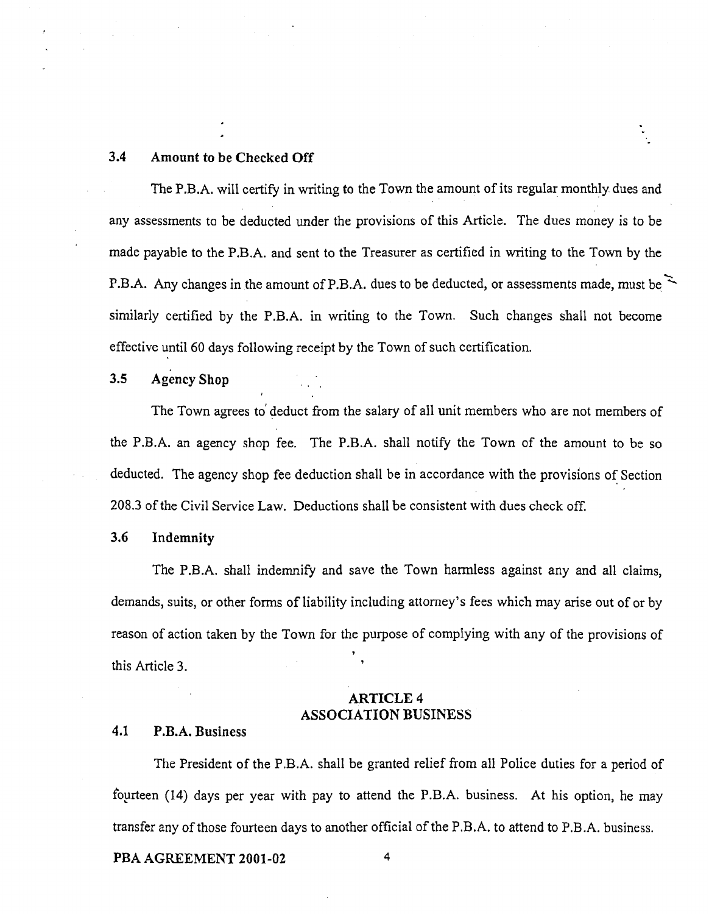### 3.4 Amount to be Checked Off

The P.B.A. will certify in writing to the Town the amount of its regular monthly dues and any assessments to be deducted under the provisions of this Article. The dues money is to be made payable to the P.B.A. and sent to the Treasurer as certified in writing to the Town by the P.B.A. Any changes in the amount of P.B.A. dues to be deducted, or assessments made, must be similarly certified by the P.B.A. in writing to the Town. Such changes shall not become effective until 60 days following receipt by the Town of such certification.

### 3.5 Agency Shop

The Town agrees to deduct from the salary of all unit members who are not members of the P.B.A. an agency shop fee. The P.B.A. shall notify the Town of the amount to be so deducted. The agency shop fee deduction shall be in accordance with the provisions of Section 208.3 of the Civil Service Law. Deductions shall be consistent with dues check off.

### 3.6 Indemnity

The P.B.A. shall indemnify and save the Town harmless against any and all claims, demands, suits, or other forms of liability including attorney's fees which may arise out of or by reason of action taken by the Town for the purpose of complying with any of the provisions of this Article 3.

## ARTICLE 4
## ASSOCIATION BUSINESS

### 4.1 P.B.A. Business

The President of the P.B.A. shall be granted relief from all Police duties for a period of fourteen (14) days per year with pay to attend the P.B.A. business. At his option, he may transfer any of those fourteen days to another official of the P.B.A. to attend to P.B.A. business.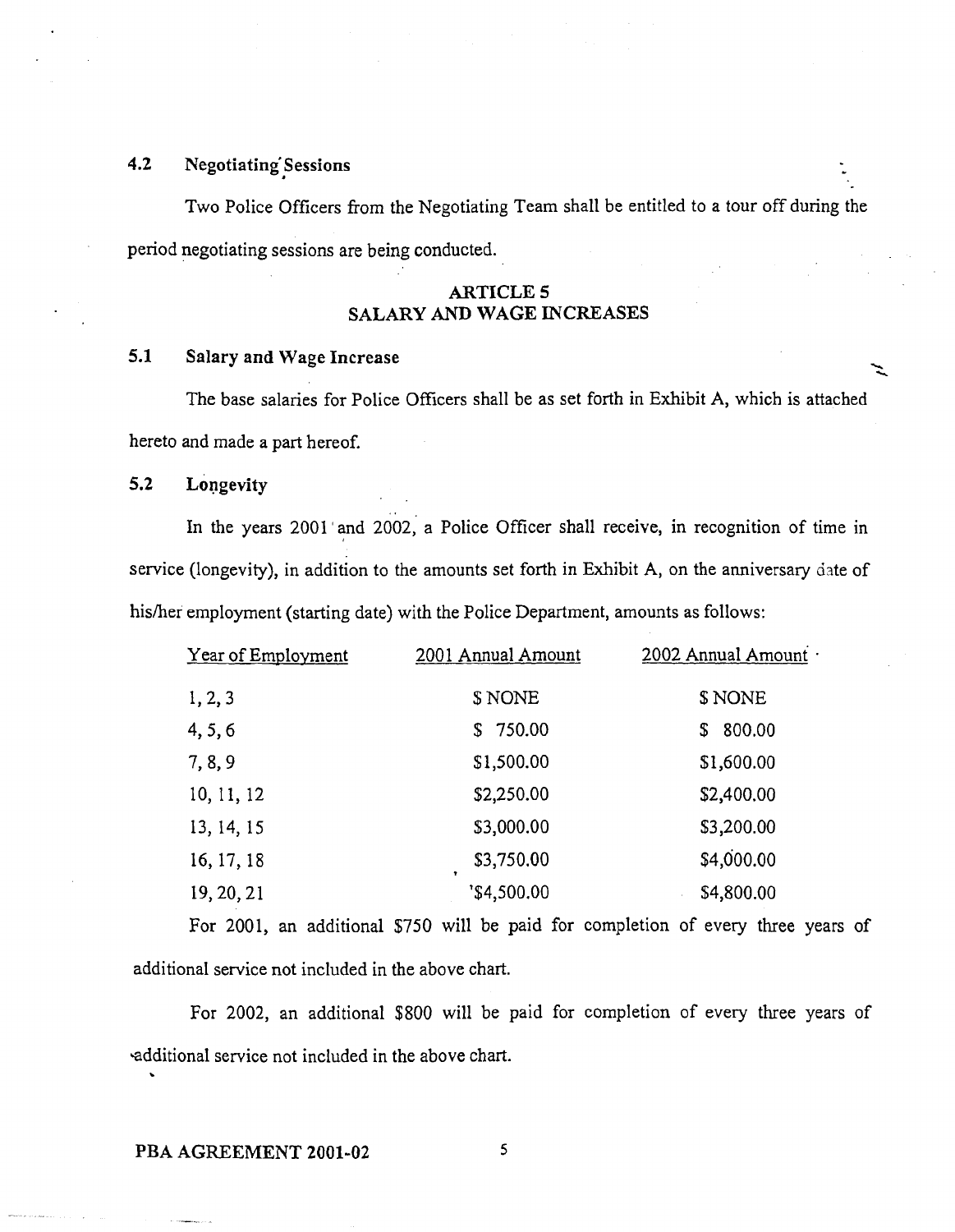### 4.2 Negotiating Sessions

Two Police Officers from the Negotiating Team shall be entitled to a tour off during the period negotiating sessions are being conducted.

## ARTICLE 5
## SALARY AND WAGE INCREASES

### 5.1 Salary and Wage Increase

The base salaries for Police Officers shall be as set forth in Exhibit A, which is attached hereto and made a part hereof.

### 5.2 Longevity

In the years 2001 and 2002, a Police Officer shall receive, in recognition of time in service (longevity), in addition to the amounts set forth in Exhibit A, on the anniversary date of his/her employment (starting date) with the Police Department, amounts as follows:

| Year of Employment | 2001 Annual Amount | 2002 Annual Amount |
|---|---|---|
| 1, 2, 3 | $ NONE | $ NONE |
| 4, 5, 6 | $ 750.00 | $ 800.00 |
| 7, 8, 9 | $1,500.00 | $1,600.00 |
| 10, 11, 12 | $2,250.00 | $2,400.00 |
| 13, 14, 15 | $3,000.00 | $3,200.00 |
| 16, 17, 18 | $3,750.00 | $4,000.00 |
| 19, 20, 21 | $4,500.00 | $4,800.00 |

For 2001, an additional $750 will be paid for completion of every three years of additional service not included in the above chart.

For 2002, an additional $800 will be paid for completion of every three years of additional service not included in the above chart.

PBA AGREEMENT 2001-02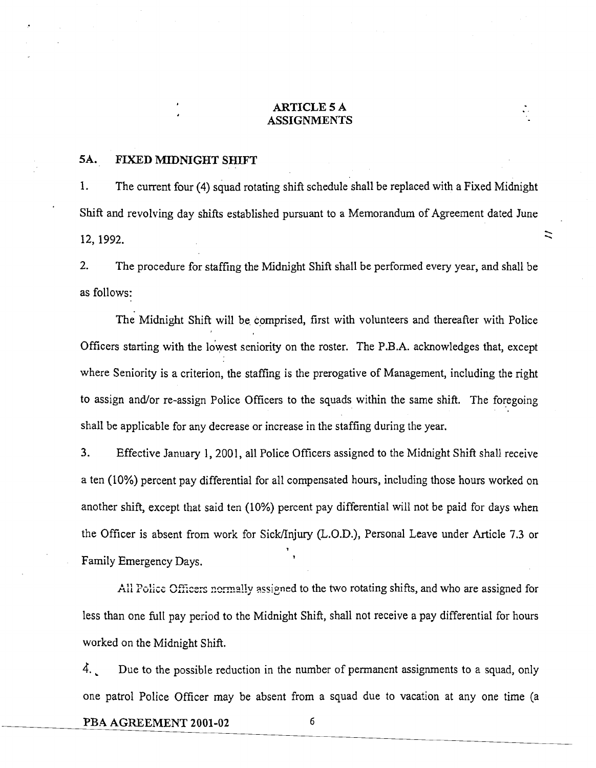# ARTICLE 5 A
# ASSIGNMENTS

## 5A. FIXED MIDNIGHT SHIFT

1. The current four (4) squad rotating shift schedule shall be replaced with a Fixed Midnight Shift and revolving day shifts established pursuant to a Memorandum of Agreement dated June 12, 1992.

2. The procedure for staffing the Midnight Shift shall be performed every year, and shall be as follows:

The Midnight Shift will be comprised, first with volunteers and thereafter with Police Officers starting with the lowest seniority on the roster. The P.B.A. acknowledges that, except where Seniority is a criterion, the staffing is the prerogative of Management, including the right to assign and/or re-assign Police Officers to the squads within the same shift. The foregoing shall be applicable for any decrease or increase in the staffing during the year.

3. Effective January 1, 2001, all Police Officers assigned to the Midnight Shift shall receive a ten (10%) percent pay differential for all compensated hours, including those hours worked on another shift, except that said ten (10%) percent pay differential will not be paid for days when the Officer is absent from work for Sick/Injury (L.O.D.), Personal Leave under Article 7.3 or Family Emergency Days.

All Police Officers normally assigned to the two rotating shifts, and who are assigned for less than one full pay period to the Midnight Shift, shall not receive a pay differential for hours worked on the Midnight Shift.

4. Due to the possible reduction in the number of permanent assignments to a squad, only one patrol Police Officer may be absent from a squad due to vacation at any one time (a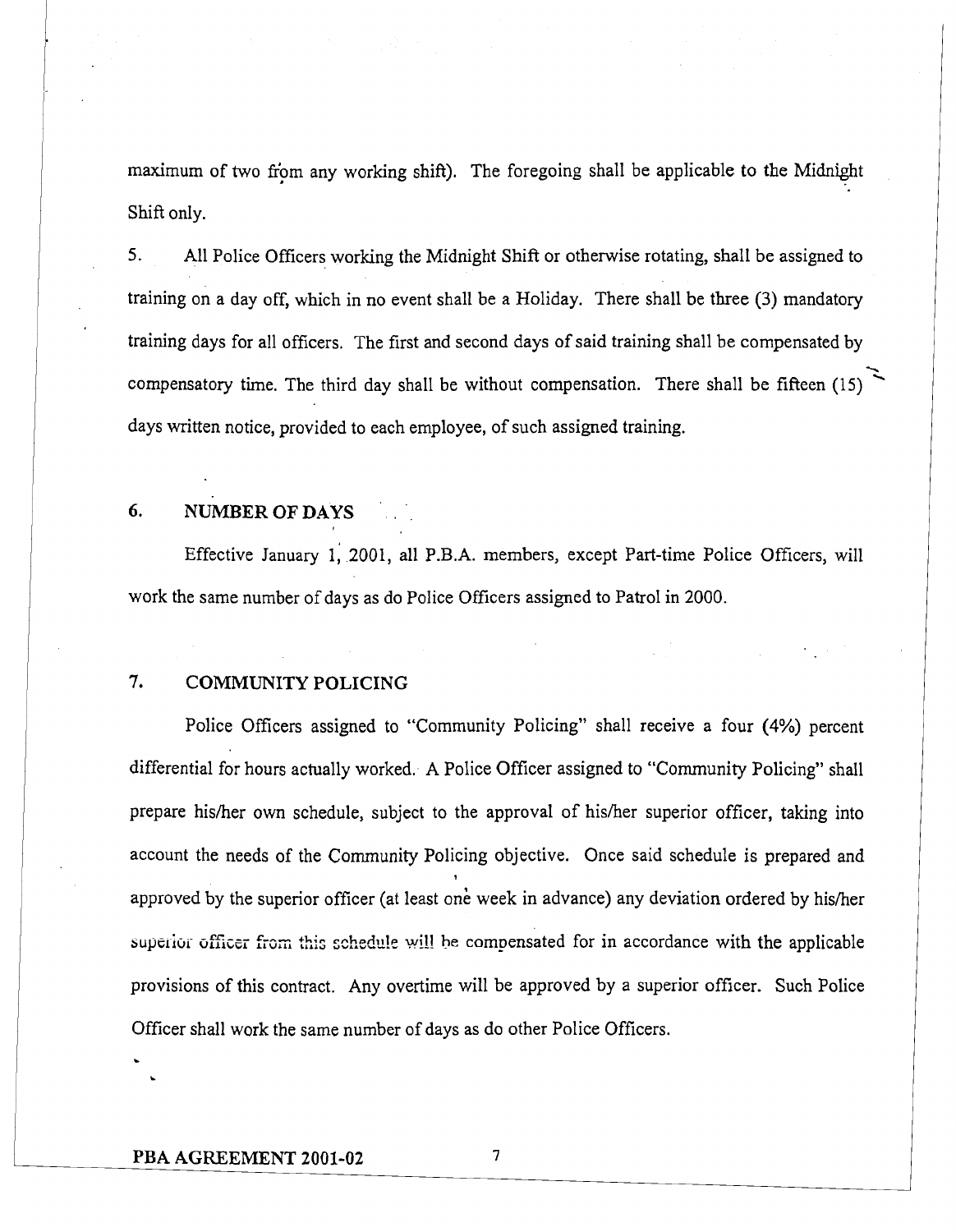maximum of two from any working shift). The foregoing shall be applicable to the Midnight Shift only.

5. All Police Officers working the Midnight Shift or otherwise rotating, shall be assigned to training on a day off, which in no event shall be a Holiday. There shall be three (3) mandatory training days for all officers. The first and second days of said training shall be compensated by compensatory time. The third day shall be without compensation. There shall be fifteen (15) days written notice, provided to each employee, of such assigned training.

## 6. NUMBER OF DAYS

Effective January 1, 2001, all P.B.A. members, except Part-time Police Officers, will work the same number of days as do Police Officers assigned to Patrol in 2000.

## 7. COMMUNITY POLICING

Police Officers assigned to "Community Policing" shall receive a four (4%) percent differential for hours actually worked. A Police Officer assigned to "Community Policing" shall prepare his/her own schedule, subject to the approval of his/her superior officer, taking into account the needs of the Community Policing objective. Once said schedule is prepared and approved by the superior officer (at least one week in advance) any deviation ordered by his/her superior officer from this schedule will be compensated for in accordance with the applicable provisions of this contract. Any overtime will be approved by a superior officer. Such Police Officer shall work the same number of days as do other Police Officers.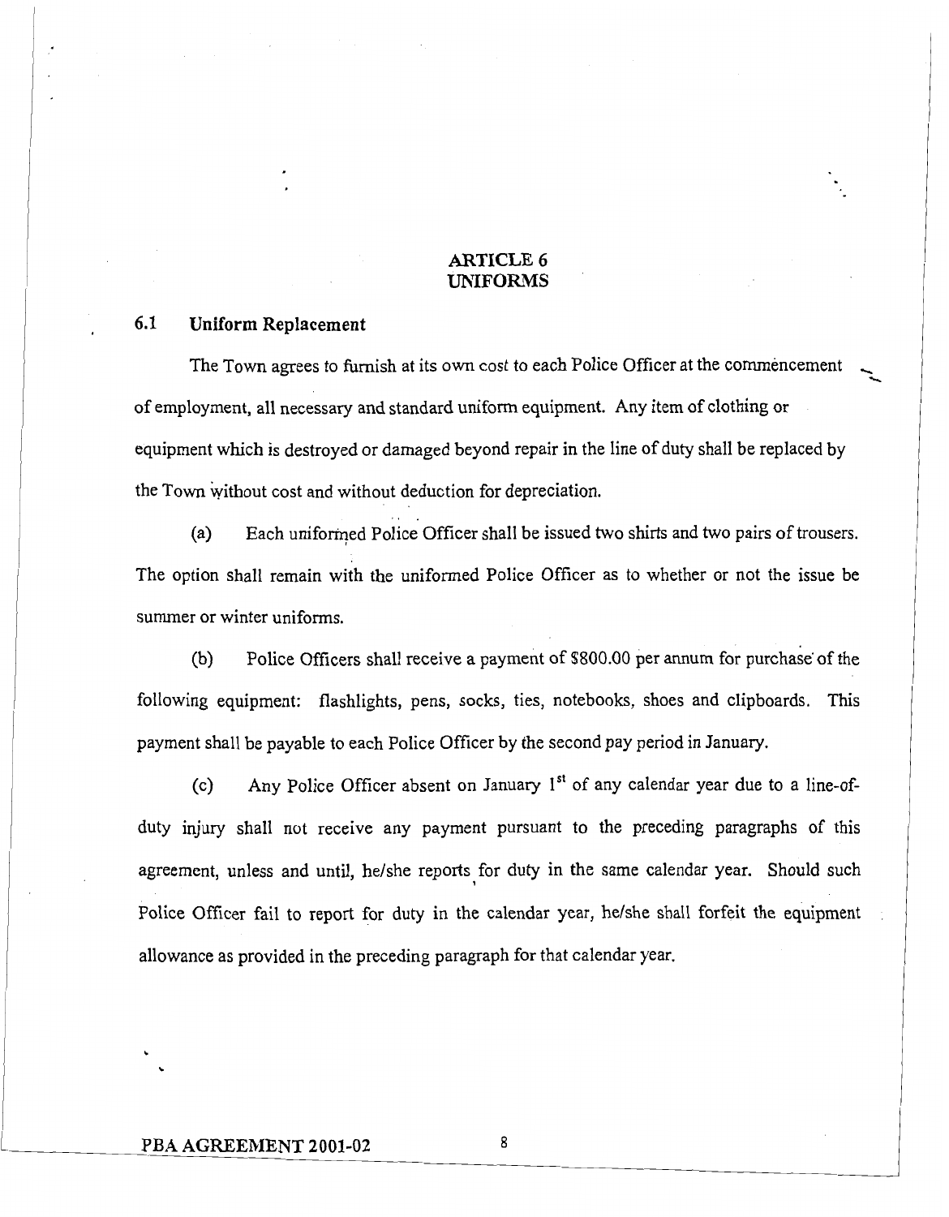## ARTICLE 6
## UNIFORMS

### 6.1 Uniform Replacement

The Town agrees to furnish at its own cost to each Police Officer at the commencement of employment, all necessary and standard uniform equipment. Any item of clothing or equipment which is destroyed or damaged beyond repair in the line of duty shall be replaced by the Town without cost and without deduction for depreciation.

(a) Each uniformed Police Officer shall be issued two shirts and two pairs of trousers. The option shall remain with the uniformed Police Officer as to whether or not the issue be summer or winter uniforms.

(b) Police Officers shall receive a payment of $800.00 per annum for purchase of the following equipment: flashlights, pens, socks, ties, notebooks, shoes and clipboards. This payment shall be payable to each Police Officer by the second pay period in January.

(c) Any Police Officer absent on January 1st of any calendar year due to a line-of-duty injury shall not receive any payment pursuant to the preceding paragraphs of this agreement, unless and until, he/she reports for duty in the same calendar year. Should such Police Officer fail to report for duty in the calendar year, he/she shall forfeit the equipment allowance as provided in the preceding paragraph for that calendar year.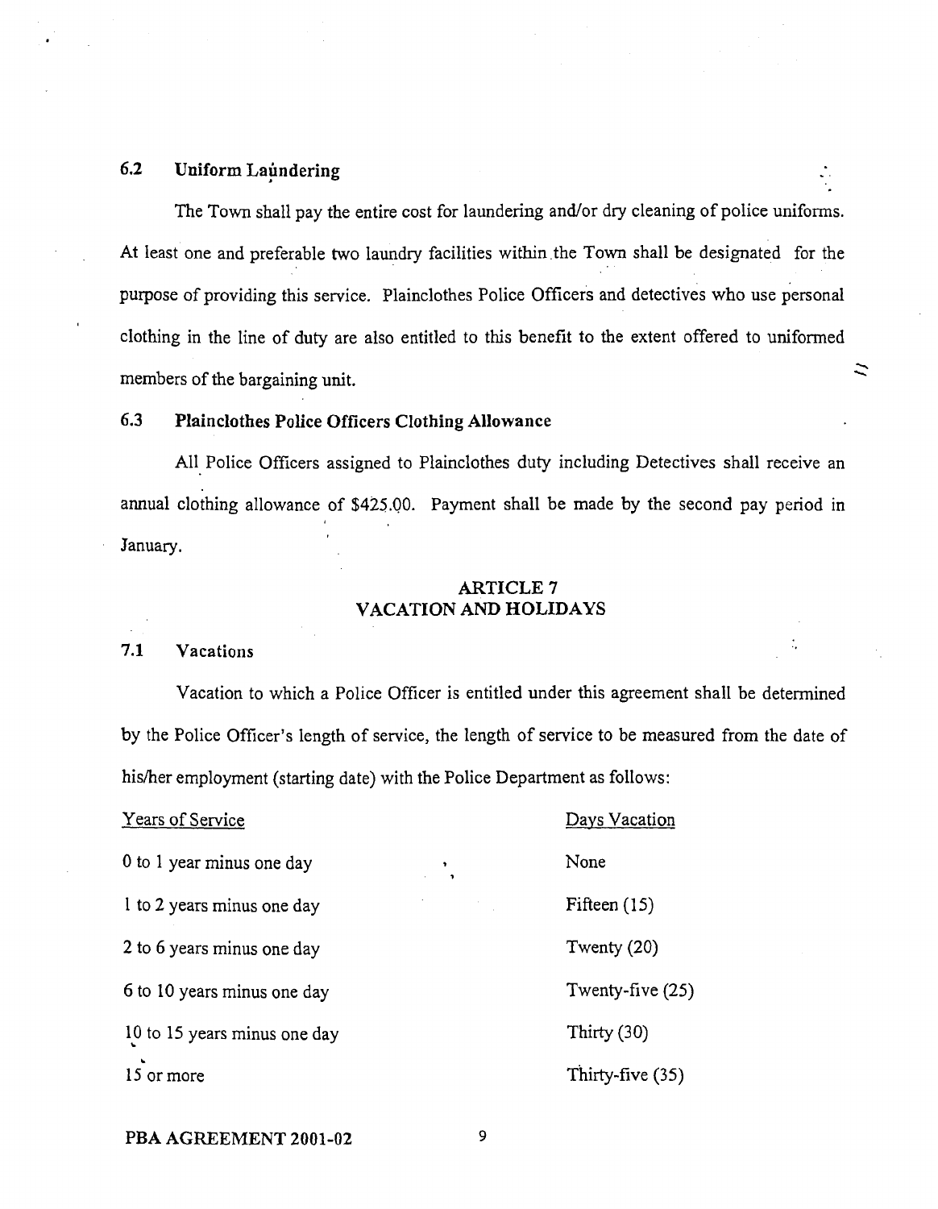### 6.2 Uniform Laundering

The Town shall pay the entire cost for laundering and/or dry cleaning of police uniforms. At least one and preferable two laundry facilities within the Town shall be designated for the purpose of providing this service. Plainclothes Police Officers and detectives who use personal clothing in the line of duty are also entitled to this benefit to the extent offered to uniformed members of the bargaining unit.

### 6.3 Plainclothes Police Officers Clothing Allowance

All Police Officers assigned to Plainclothes duty including Detectives shall receive an annual clothing allowance of $425.00. Payment shall be made by the second pay period in January.

## ARTICLE 7
## VACATION AND HOLIDAYS

### 7.1 Vacations

Vacation to which a Police Officer is entitled under this agreement shall be determined by the Police Officer's length of service, the length of service to be measured from the date of his/her employment (starting date) with the Police Department as follows:

| Years of Service | Days Vacation |
|---|---|
| 0 to 1 year minus one day | None |
| 1 to 2 years minus one day | Fifteen (15) |
| 2 to 6 years minus one day | Twenty (20) |
| 6 to 10 years minus one day | Twenty-five (25) |
| 10 to 15 years minus one day | Thirty (30) |
| 15 or more | Thirty-five (35) |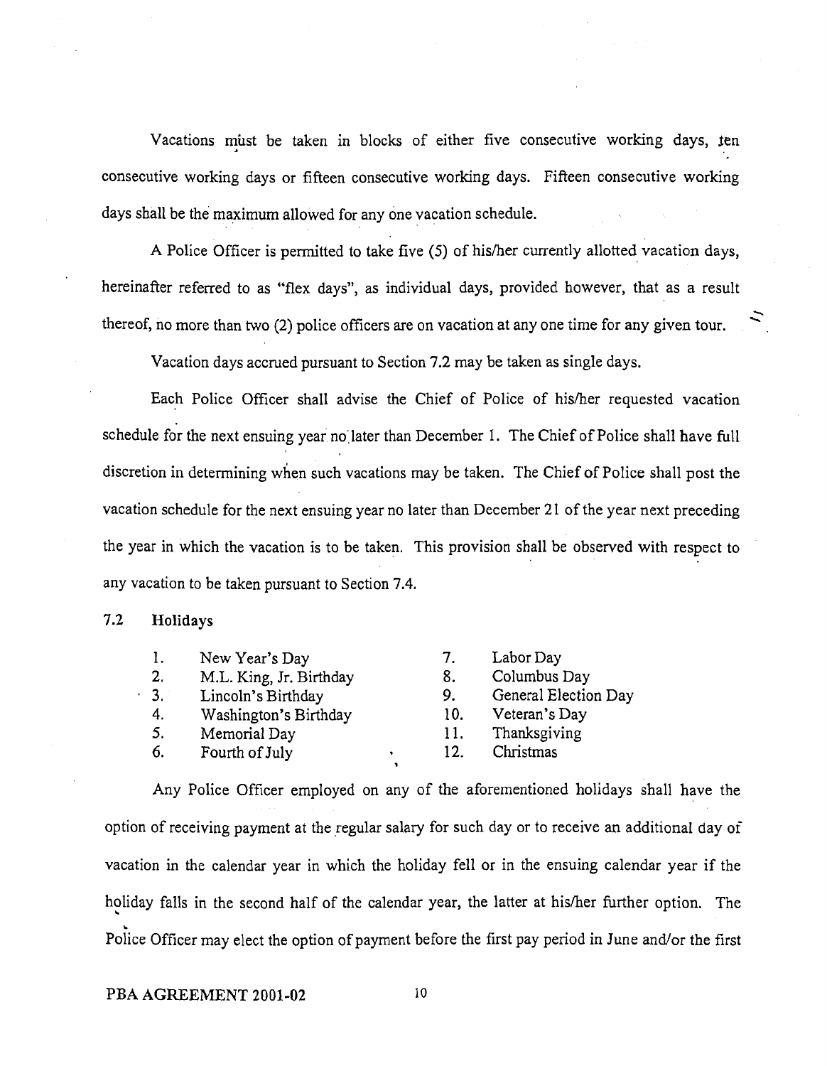Vacations must be taken in blocks of either five consecutive working days, ten consecutive working days or fifteen consecutive working days. Fifteen consecutive working days shall be the maximum allowed for any one vacation schedule.

A Police Officer is permitted to take five (5) of his/her currently allotted vacation days, hereinafter referred to as "flex days", as individual days, provided however, that as a result thereof, no more than two (2) police officers are on vacation at any one time for any given tour.

Vacation days accrued pursuant to Section 7.2 may be taken as single days.

Each Police Officer shall advise the Chief of Police of his/her requested vacation schedule for the next ensuing year no later than December 1. The Chief of Police shall have full discretion in determining when such vacations may be taken. The Chief of Police shall post the vacation schedule for the next ensuing year no later than December 21 of the year next preceding the year in which the vacation is to be taken. This provision shall be observed with respect to any vacation to be taken pursuant to Section 7.4.

## 7.2 Holidays

1. New Year's Day
2. M.L. King, Jr. Birthday
3. Lincoln's Birthday
4. Washington's Birthday
5. Memorial Day
6. Fourth of July
7. Labor Day
8. Columbus Day
9. General Election Day
10. Veteran's Day
11. Thanksgiving
12. Christmas

Any Police Officer employed on any of the aforementioned holidays shall have the option of receiving payment at the regular salary for such day or to receive an additional day of vacation in the calendar year in which the holiday fell or in the ensuing calendar year if the holiday falls in the second half of the calendar year, the latter at his/her further option. The Police Officer may elect the option of payment before the first pay period in June and/or the first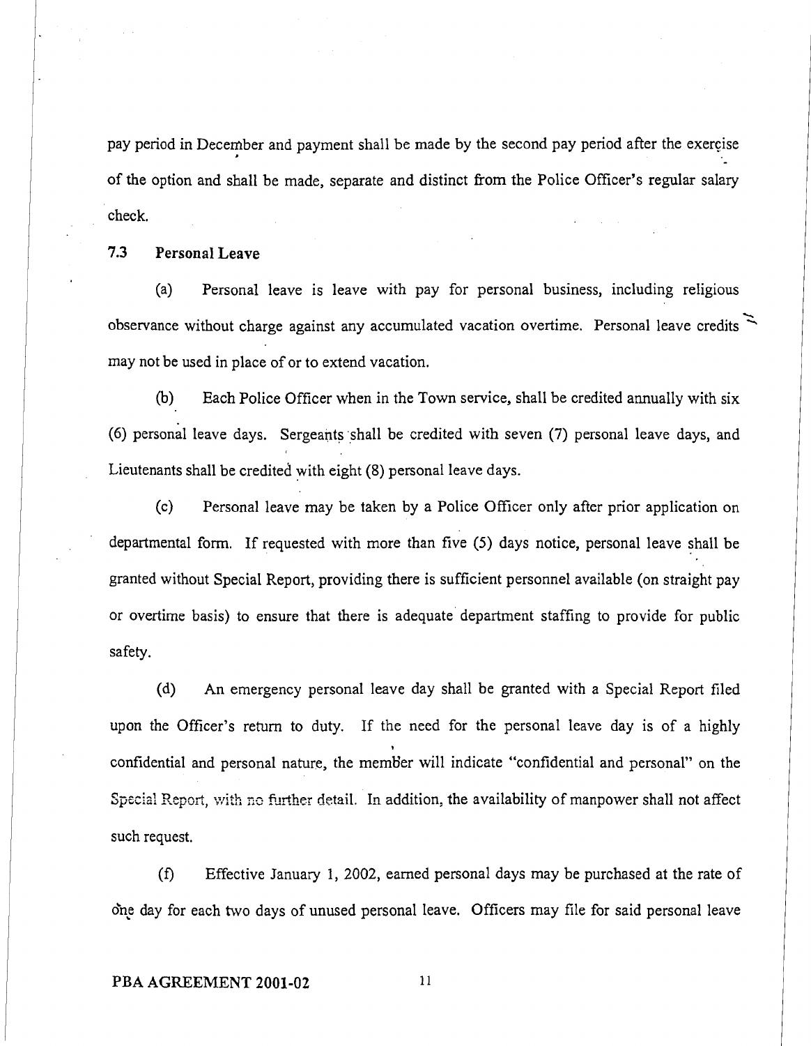pay period in December and payment shall be made by the second pay period after the exercise of the option and shall be made, separate and distinct from the Police Officer's regular salary check.

### 7.3 Personal Leave

(a) Personal leave is leave with pay for personal business, including religious observance without charge against any accumulated vacation overtime. Personal leave credits may not be used in place of or to extend vacation.

(b) Each Police Officer when in the Town service, shall be credited annually with six (6) personal leave days. Sergeants shall be credited with seven (7) personal leave days, and Lieutenants shall be credited with eight (8) personal leave days.

(c) Personal leave may be taken by a Police Officer only after prior application on departmental form. If requested with more than five (5) days notice, personal leave shall be granted without Special Report, providing there is sufficient personnel available (on straight pay or overtime basis) to ensure that there is adequate department staffing to provide for public safety.

(d) An emergency personal leave day shall be granted with a Special Report filed upon the Officer's return to duty. If the need for the personal leave day is of a highly confidential and personal nature, the member will indicate "confidential and personal" on the Special Report, with no further detail. In addition, the availability of manpower shall not affect such request.

(f) Effective January 1, 2002, earned personal days may be purchased at the rate of one day for each two days of unused personal leave. Officers may file for said personal leave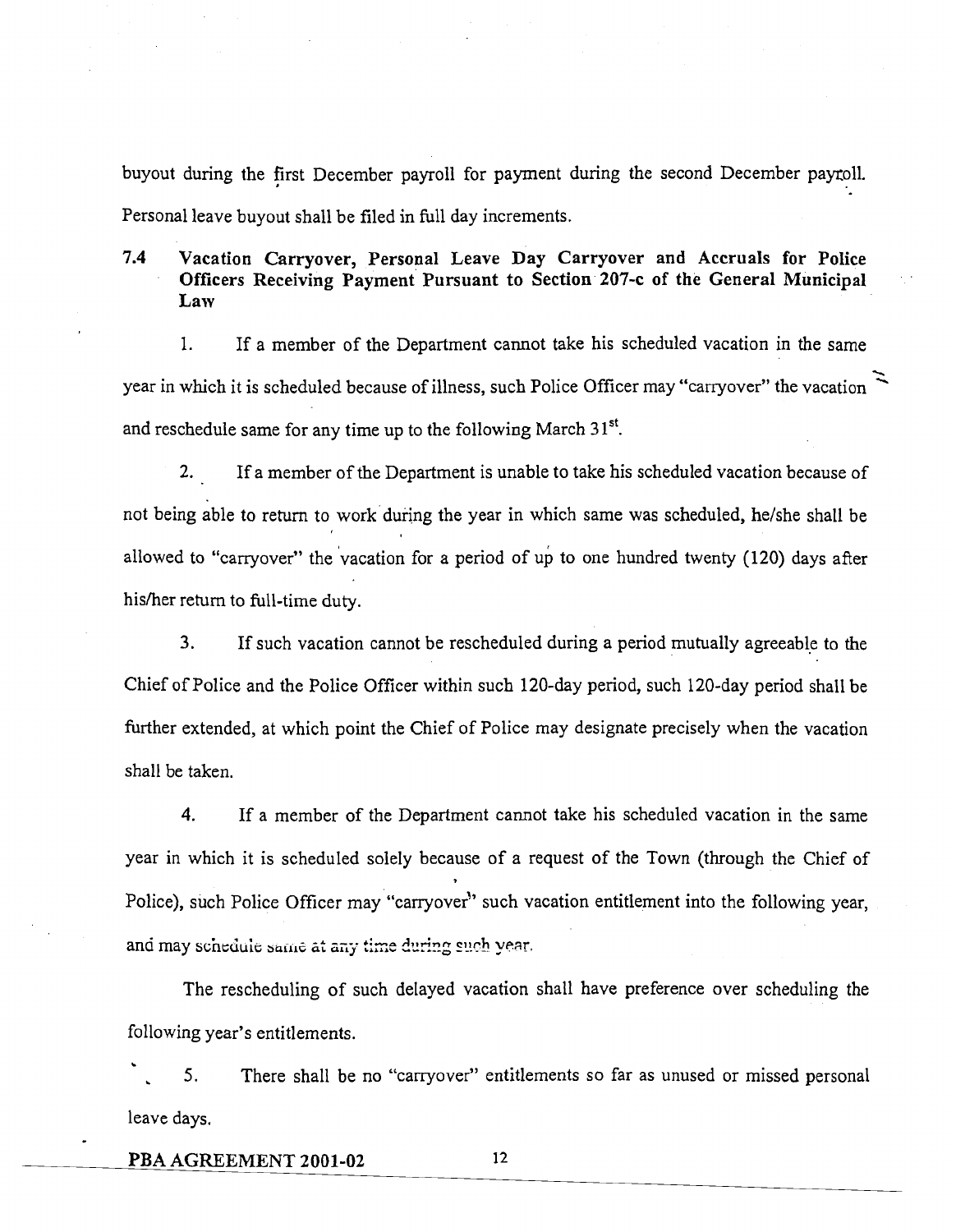buyout during the first December payroll for payment during the second December payroll. Personal leave buyout shall be filed in full day increments.

### 7.4 Vacation Carryover, Personal Leave Day Carryover and Accruals for Police Officers Receiving Payment Pursuant to Section 207-c of the General Municipal Law

1. If a member of the Department cannot take his scheduled vacation in the same year in which it is scheduled because of illness, such Police Officer may "carryover" the vacation and reschedule same for any time up to the following March 31st.

2. If a member of the Department is unable to take his scheduled vacation because of not being able to return to work during the year in which same was scheduled, he/she shall be allowed to "carryover" the vacation for a period of up to one hundred twenty (120) days after his/her return to full-time duty.

3. If such vacation cannot be rescheduled during a period mutually agreeable to the Chief of Police and the Police Officer within such 120-day period, such 120-day period shall be further extended, at which point the Chief of Police may designate precisely when the vacation shall be taken.

4. If a member of the Department cannot take his scheduled vacation in the same year in which it is scheduled solely because of a request of the Town (through the Chief of Police), such Police Officer may "carryover" such vacation entitlement into the following year, and may schedule same at any time during such year.

The rescheduling of such delayed vacation shall have preference over scheduling the following year's entitlements.

5. There shall be no "carryover" entitlements so far as unused or missed personal leave days.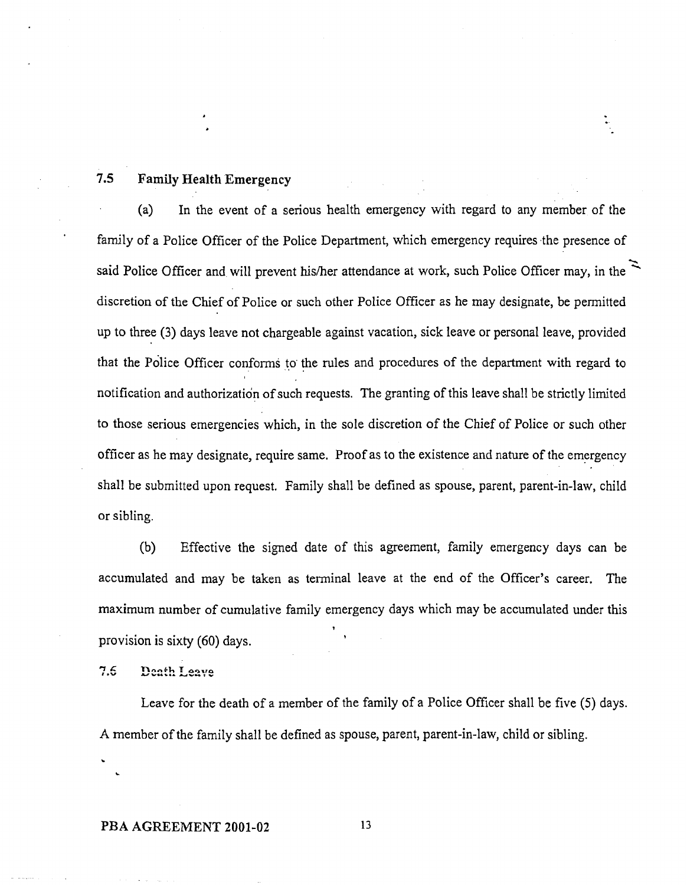### 7.5 Family Health Emergency

(a) In the event of a serious health emergency with regard to any member of the family of a Police Officer of the Police Department, which emergency requires the presence of said Police Officer and will prevent his/her attendance at work, such Police Officer may, in the discretion of the Chief of Police or such other Police Officer as he may designate, be permitted up to three (3) days leave not chargeable against vacation, sick leave or personal leave, provided that the Police Officer conforms to the rules and procedures of the department with regard to notification and authorization of such requests. The granting of this leave shall be strictly limited to those serious emergencies which, in the sole discretion of the Chief of Police or such other officer as he may designate, require same. Proof as to the existence and nature of the emergency shall be submitted upon request. Family shall be defined as spouse, parent, parent-in-law, child or sibling.

(b) Effective the signed date of this agreement, family emergency days can be accumulated and may be taken as terminal leave at the end of the Officer's career. The maximum number of cumulative family emergency days which may be accumulated under this provision is sixty (60) days.

### 7.6 Death Leave

Leave for the death of a member of the family of a Police Officer shall be five (5) days. A member of the family shall be defined as spouse, parent, parent-in-law, child or sibling.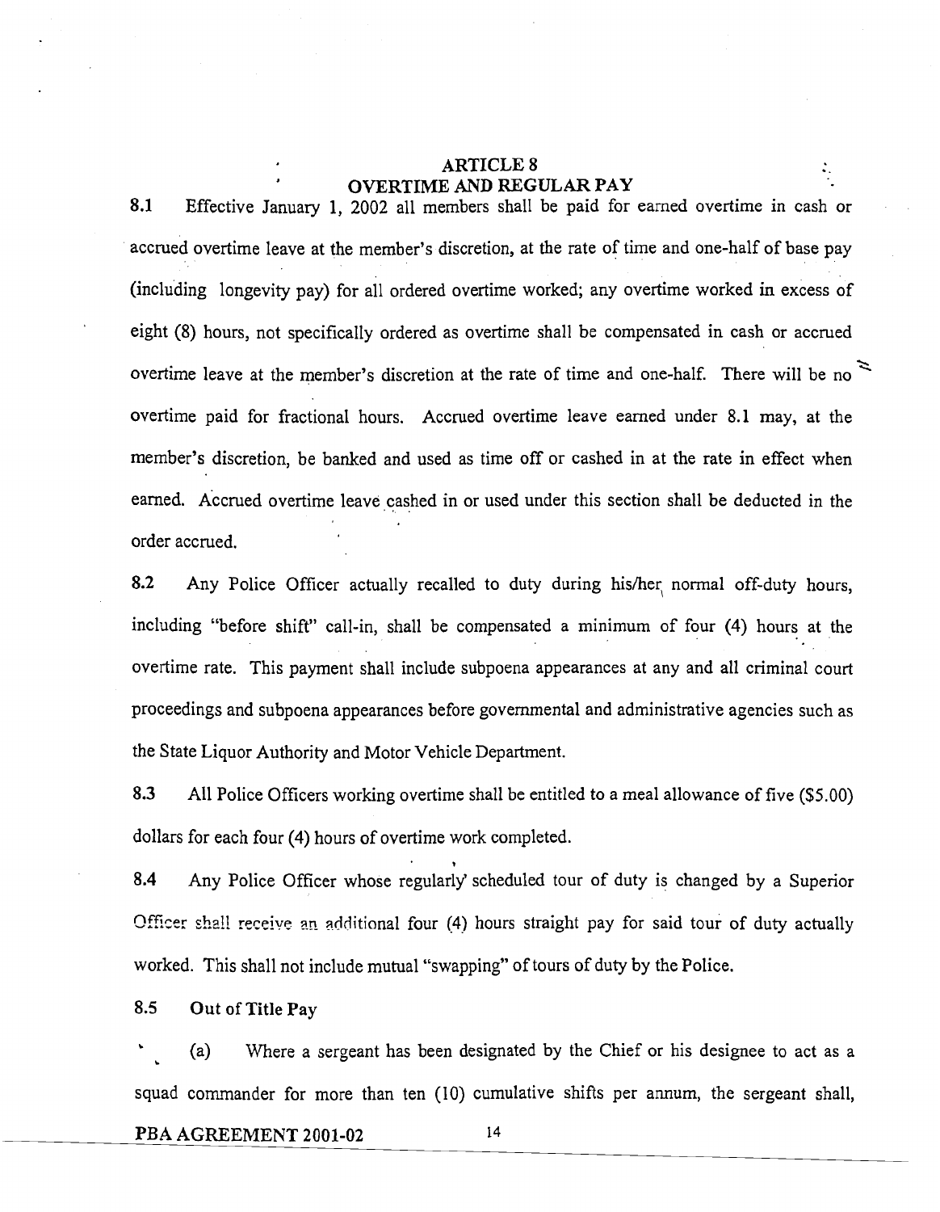# ARTICLE 8
## OVERTIME AND REGULAR PAY

8.1 Effective January 1, 2002 all members shall be paid for earned overtime in cash or accrued overtime leave at the member's discretion, at the rate of time and one-half of base pay (including longevity pay) for all ordered overtime worked; any overtime worked in excess of eight (8) hours, not specifically ordered as overtime shall be compensated in cash or accrued overtime leave at the member's discretion at the rate of time and one-half. There will be no overtime paid for fractional hours. Accrued overtime leave earned under 8.1 may, at the member's discretion, be banked and used as time off or cashed in at the rate in effect when earned. Accrued overtime leave cashed in or used under this section shall be deducted in the order accrued.

8.2 Any Police Officer actually recalled to duty during his/her normal off-duty hours, including "before shift" call-in, shall be compensated a minimum of four (4) hours at the overtime rate. This payment shall include subpoena appearances at any and all criminal court proceedings and subpoena appearances before governmental and administrative agencies such as the State Liquor Authority and Motor Vehicle Department.

8.3 All Police Officers working overtime shall be entitled to a meal allowance of five ($5.00) dollars for each four (4) hours of overtime work completed.

8.4 Any Police Officer whose regularly scheduled tour of duty is changed by a Superior Officer shall receive an additional four (4) hours straight pay for said tour of duty actually worked. This shall not include mutual "swapping" of tours of duty by the Police.

8.5 **Out of Title Pay**

(a) Where a sergeant has been designated by the Chief or his designee to act as a squad commander for more than ten (10) cumulative shifts per annum, the sergeant shall,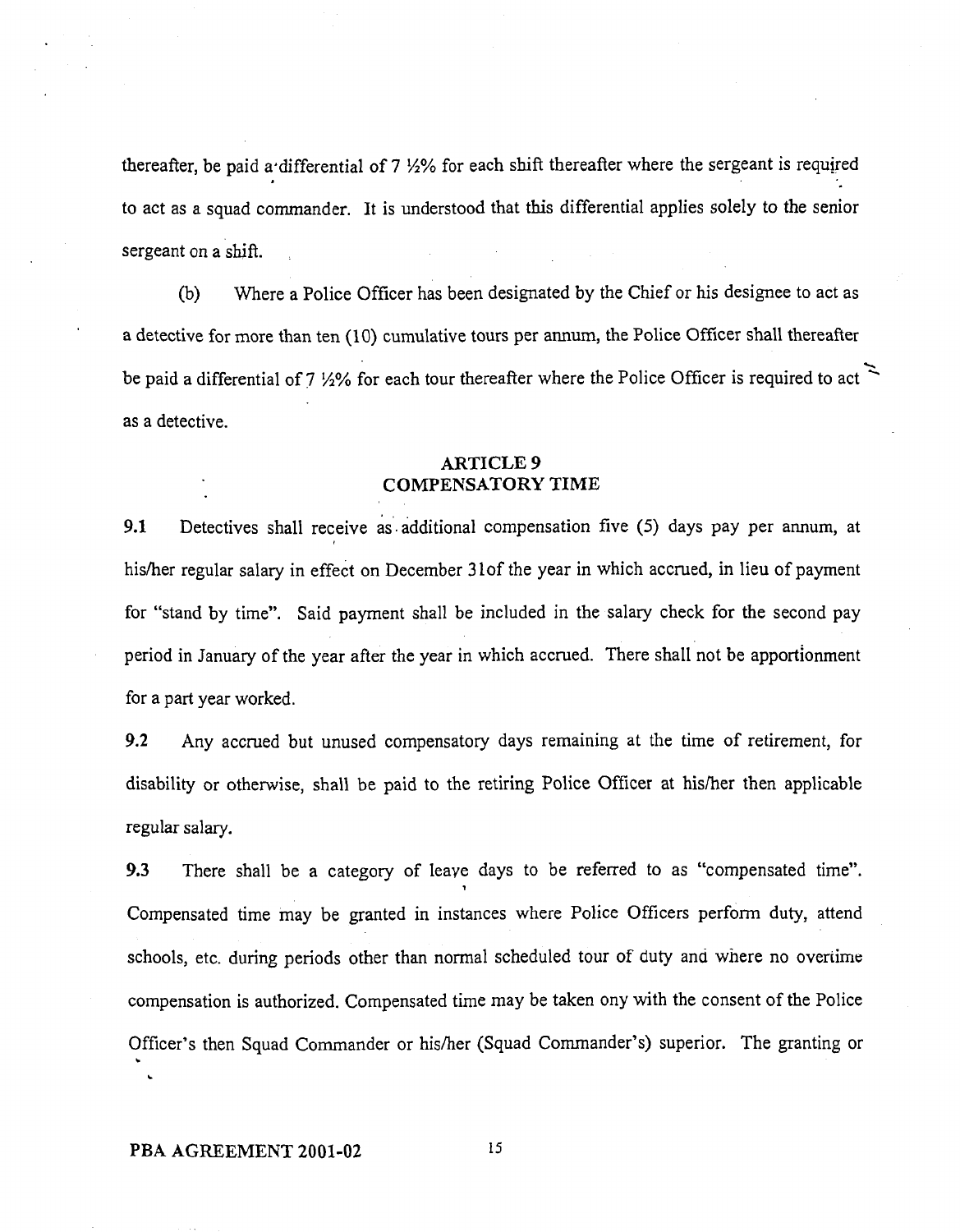thereafter, be paid a differential of 7 ½% for each shift thereafter where the sergeant is required to act as a squad commander. It is understood that this differential applies solely to the senior sergeant on a shift.

(b) Where a Police Officer has been designated by the Chief or his designee to act as a detective for more than ten (10) cumulative tours per annum, the Police Officer shall thereafter be paid a differential of 7 ½% for each tour thereafter where the Police Officer is required to act as a detective.

## ARTICLE 9
## COMPENSATORY TIME

**9.1** Detectives shall receive as additional compensation five (5) days pay per annum, at his/her regular salary in effect on December 31of the year in which accrued, in lieu of payment for "stand by time". Said payment shall be included in the salary check for the second pay period in January of the year after the year in which accrued. There shall not be apportionment for a part year worked.

**9.2** Any accrued but unused compensatory days remaining at the time of retirement, for disability or otherwise, shall be paid to the retiring Police Officer at his/her then applicable regular salary.

**9.3** There shall be a category of leave days to be referred to as "compensated time". Compensated time may be granted in instances where Police Officers perform duty, attend schools, etc. during periods other than normal scheduled tour of duty and where no overtime compensation is authorized. Compensated time may be taken ony with the consent of the Police Officer's then Squad Commander or his/her (Squad Commander's) superior. The granting or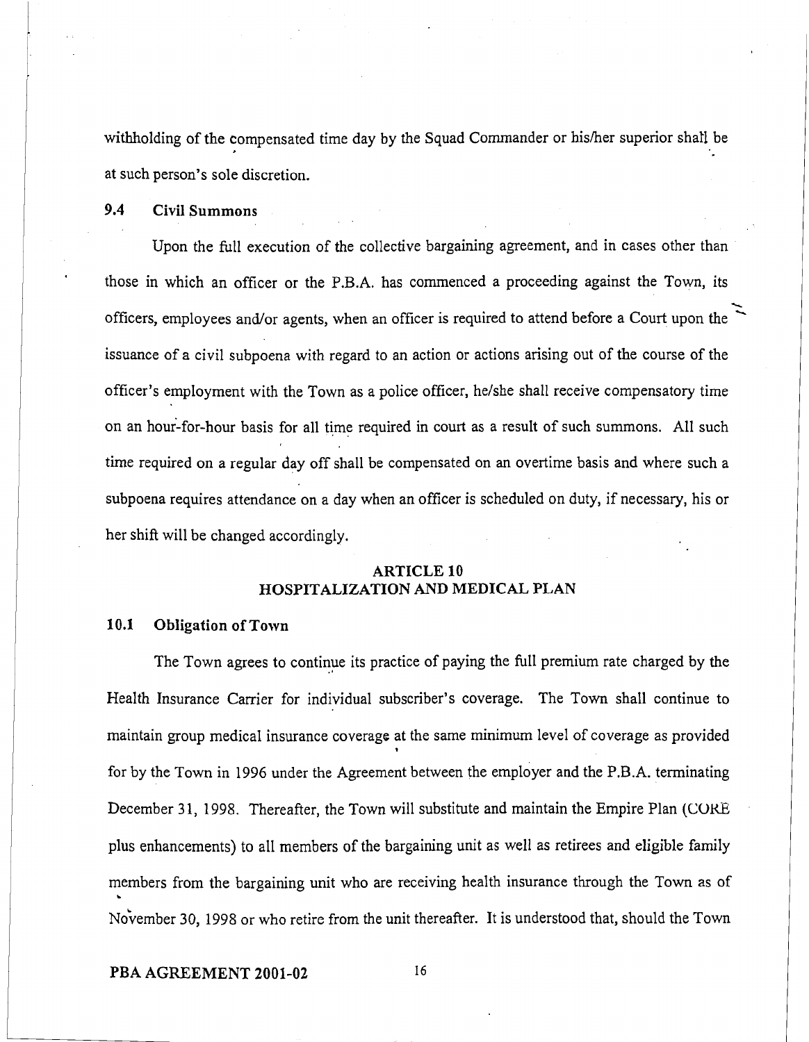withholding of the compensated time day by the Squad Commander or his/her superior shall be at such person's sole discretion.

### 9.4 Civil Summons

Upon the full execution of the collective bargaining agreement, and in cases other than those in which an officer or the P.B.A. has commenced a proceeding against the Town, its officers, employees and/or agents, when an officer is required to attend before a Court upon the issuance of a civil subpoena with regard to an action or actions arising out of the course of the officer's employment with the Town as a police officer, he/she shall receive compensatory time on an hour-for-hour basis for all time required in court as a result of such summons. All such time required on a regular day off shall be compensated on an overtime basis and where such a subpoena requires attendance on a day when an officer is scheduled on duty, if necessary, his or her shift will be changed accordingly.

## ARTICLE 10
## HOSPITALIZATION AND MEDICAL PLAN

### 10.1 Obligation of Town

The Town agrees to continue its practice of paying the full premium rate charged by the Health Insurance Carrier for individual subscriber's coverage. The Town shall continue to maintain group medical insurance coverage at the same minimum level of coverage as provided for by the Town in 1996 under the Agreement between the employer and the P.B.A. terminating December 31, 1998. Thereafter, the Town will substitute and maintain the Empire Plan (CORE plus enhancements) to all members of the bargaining unit as well as retirees and eligible family members from the bargaining unit who are receiving health insurance through the Town as of November 30, 1998 or who retire from the unit thereafter. It is understood that, should the Town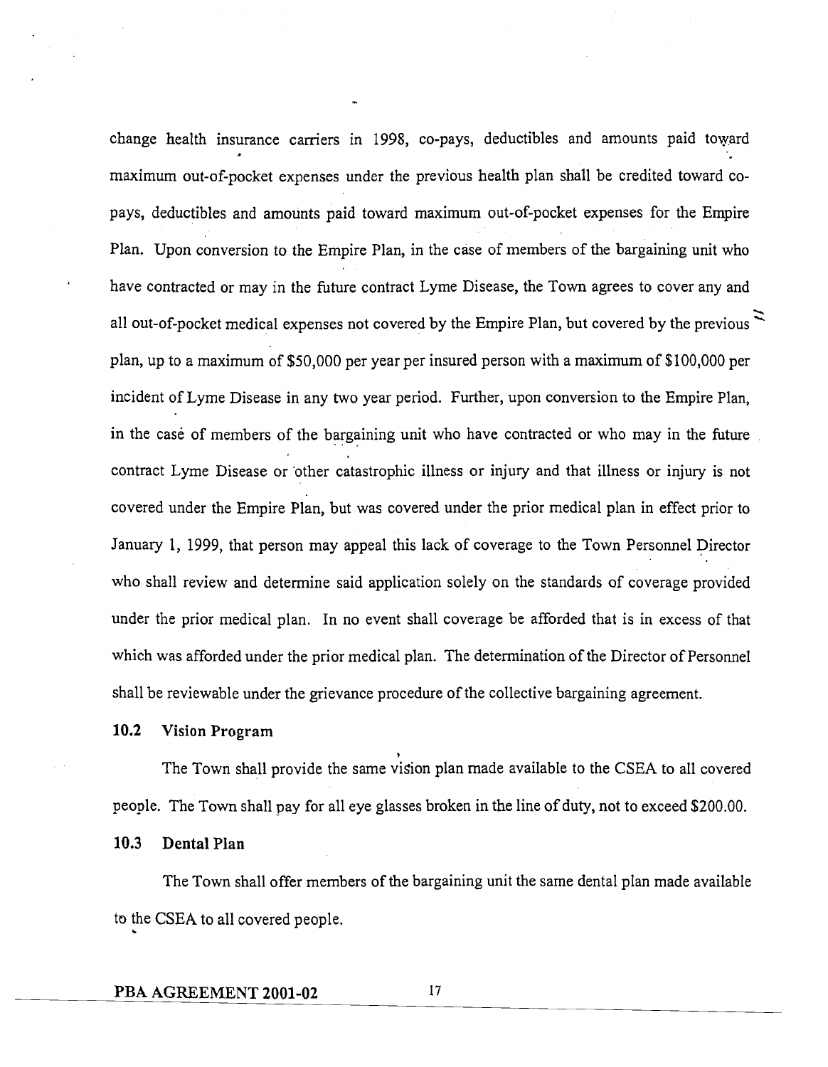change health insurance carriers in 1998, co-pays, deductibles and amounts paid toward maximum out-of-pocket expenses under the previous health plan shall be credited toward co-pays, deductibles and amounts paid toward maximum out-of-pocket expenses for the Empire Plan. Upon conversion to the Empire Plan, in the case of members of the bargaining unit who have contracted or may in the future contract Lyme Disease, the Town agrees to cover any and all out-of-pocket medical expenses not covered by the Empire Plan, but covered by the previous plan, up to a maximum of $50,000 per year per insured person with a maximum of $100,000 per incident of Lyme Disease in any two year period. Further, upon conversion to the Empire Plan, in the case of members of the bargaining unit who have contracted or who may in the future contract Lyme Disease or other catastrophic illness or injury and that illness or injury is not covered under the Empire Plan, but was covered under the prior medical plan in effect prior to January 1, 1999, that person may appeal this lack of coverage to the Town Personnel Director who shall review and determine said application solely on the standards of coverage provided under the prior medical plan. In no event shall coverage be afforded that is in excess of that which was afforded under the prior medical plan. The determination of the Director of Personnel shall be reviewable under the grievance procedure of the collective bargaining agreement.

**10.2 Vision Program**

The Town shall provide the same vision plan made available to the CSEA to all covered people. The Town shall pay for all eye glasses broken in the line of duty, not to exceed $200.00.

**10.3 Dental Plan**

The Town shall offer members of the bargaining unit the same dental plan made available to the CSEA to all covered people.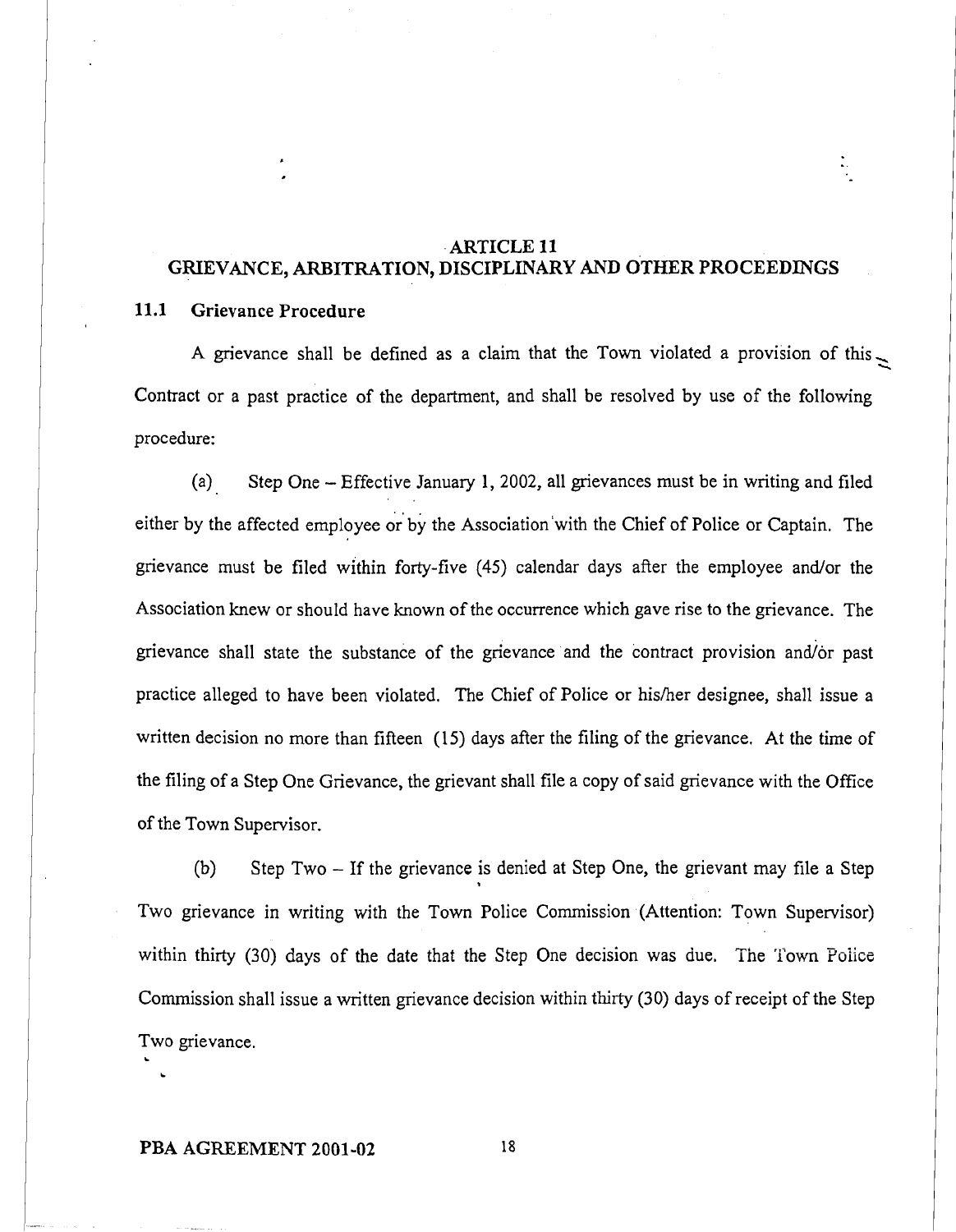## ARTICLE 11
## GRIEVANCE, ARBITRATION, DISCIPLINARY AND OTHER PROCEEDINGS

### 11.1 Grievance Procedure

A grievance shall be defined as a claim that the Town violated a provision of this Contract or a past practice of the department, and shall be resolved by use of the following procedure:

(a) Step One – Effective January 1, 2002, all grievances must be in writing and filed either by the affected employee or by the Association with the Chief of Police or Captain. The grievance must be filed within forty-five (45) calendar days after the employee and/or the Association knew or should have known of the occurrence which gave rise to the grievance. The grievance shall state the substance of the grievance and the contract provision and/or past practice alleged to have been violated. The Chief of Police or his/her designee, shall issue a written decision no more than fifteen (15) days after the filing of the grievance. At the time of the filing of a Step One Grievance, the grievant shall file a copy of said grievance with the Office of the Town Supervisor.

(b) Step Two – If the grievance is denied at Step One, the grievant may file a Step Two grievance in writing with the Town Police Commission (Attention: Town Supervisor) within thirty (30) days of the date that the Step One decision was due. The Town Police Commission shall issue a written grievance decision within thirty (30) days of receipt of the Step Two grievance.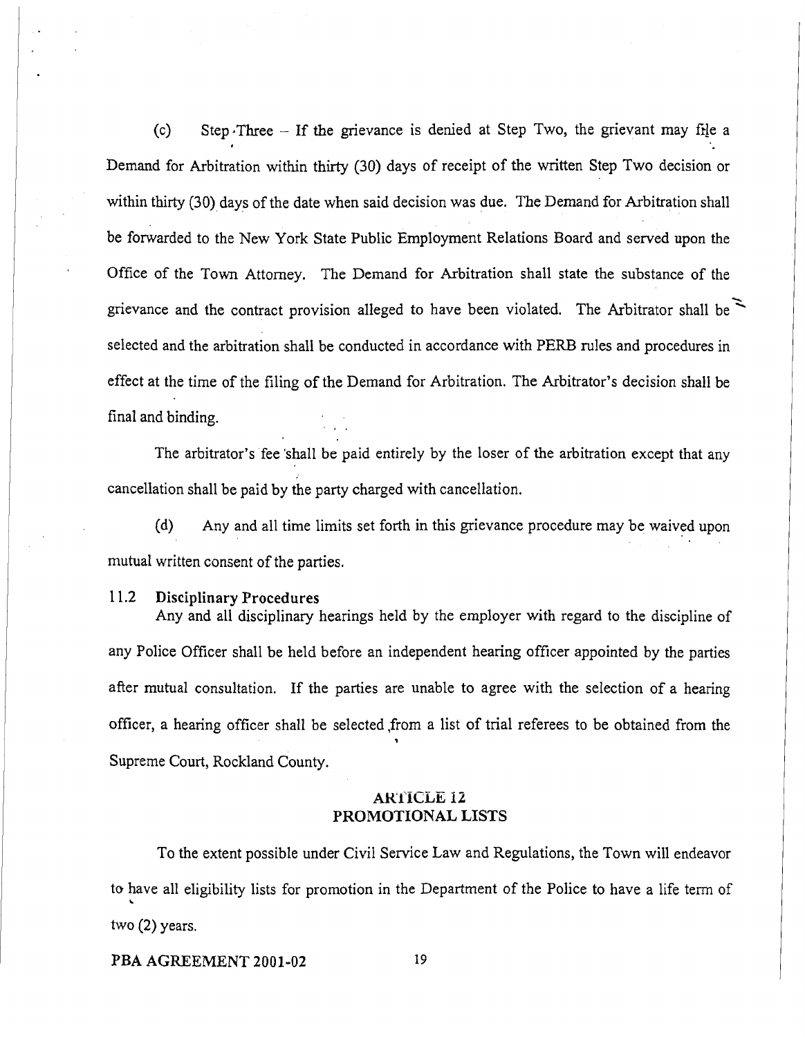(c) Step Three – If the grievance is denied at Step Two, the grievant may file a Demand for Arbitration within thirty (30) days of receipt of the written Step Two decision or within thirty (30) days of the date when said decision was due. The Demand for Arbitration shall be forwarded to the New York State Public Employment Relations Board and served upon the Office of the Town Attorney. The Demand for Arbitration shall state the substance of the grievance and the contract provision alleged to have been violated. The Arbitrator shall be selected and the arbitration shall be conducted in accordance with PERB rules and procedures in effect at the time of the filing of the Demand for Arbitration. The Arbitrator's decision shall be final and binding.

The arbitrator's fee shall be paid entirely by the loser of the arbitration except that any cancellation shall be paid by the party charged with cancellation.

(d) Any and all time limits set forth in this grievance procedure may be waived upon mutual written consent of the parties.

**11.2 Disciplinary Procedures**

Any and all disciplinary hearings held by the employer with regard to the discipline of any Police Officer shall be held before an independent hearing officer appointed by the parties after mutual consultation. If the parties are unable to agree with the selection of a hearing officer, a hearing officer shall be selected from a list of trial referees to be obtained from the Supreme Court, Rockland County.

## ARTICLE 12
## PROMOTIONAL LISTS

To the extent possible under Civil Service Law and Regulations, the Town will endeavor to have all eligibility lists for promotion in the Department of the Police to have a life term of two (2) years.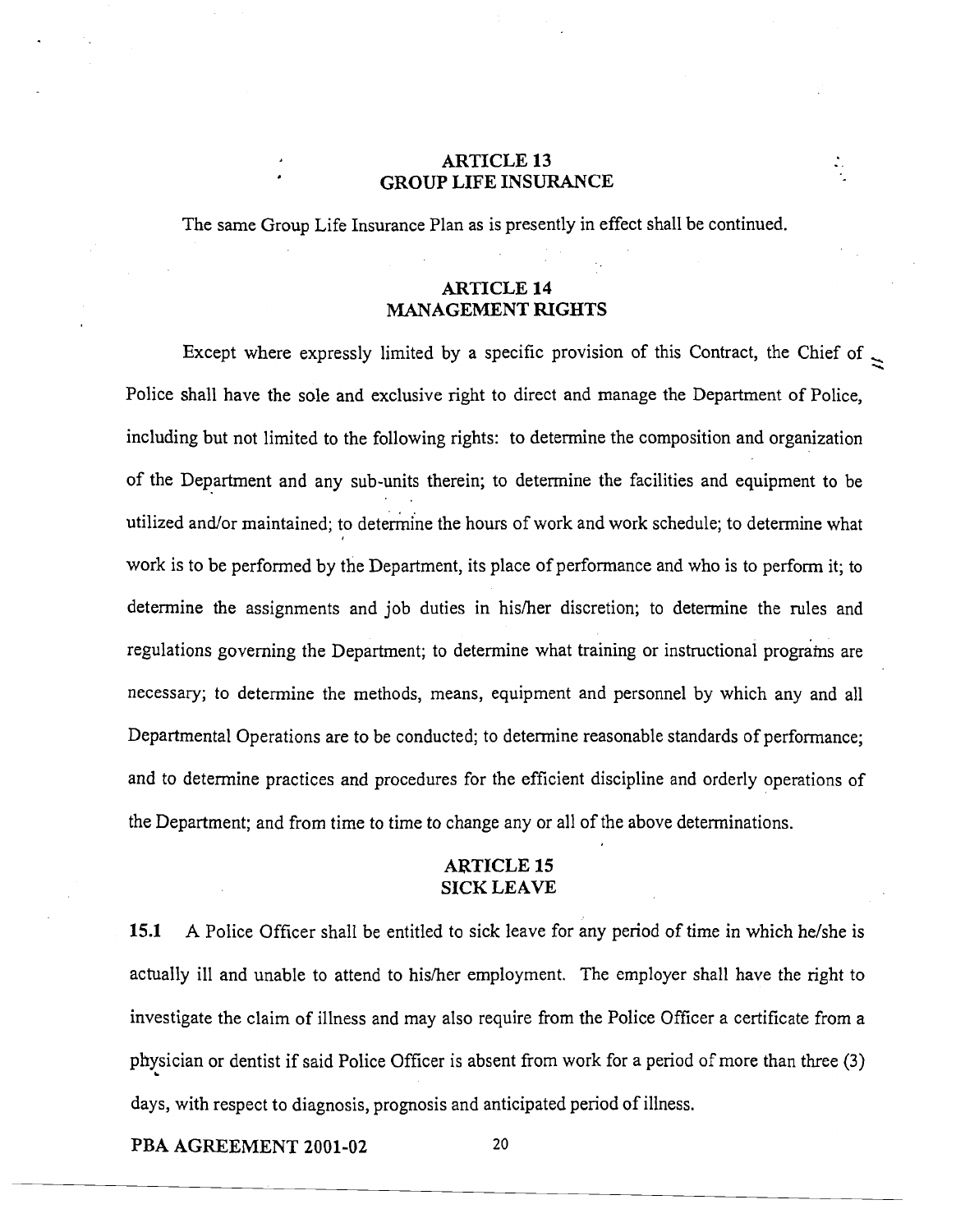## ARTICLE 13
## GROUP LIFE INSURANCE

The same Group Life Insurance Plan as is presently in effect shall be continued.

## ARTICLE 14
## MANAGEMENT RIGHTS

Except where expressly limited by a specific provision of this Contract, the Chief of Police shall have the sole and exclusive right to direct and manage the Department of Police, including but not limited to the following rights: to determine the composition and organization of the Department and any sub-units therein; to determine the facilities and equipment to be utilized and/or maintained; to determine the hours of work and work schedule; to determine what work is to be performed by the Department, its place of performance and who is to perform it; to determine the assignments and job duties in his/her discretion; to determine the rules and regulations governing the Department; to determine what training or instructional programs are necessary; to determine the methods, means, equipment and personnel by which any and all Departmental Operations are to be conducted; to determine reasonable standards of performance; and to determine practices and procedures for the efficient discipline and orderly operations of the Department; and from time to time to change any or all of the above determinations.

## ARTICLE 15
## SICK LEAVE

**15.1** A Police Officer shall be entitled to sick leave for any period of time in which he/she is actually ill and unable to attend to his/her employment. The employer shall have the right to investigate the claim of illness and may also require from the Police Officer a certificate from a physician or dentist if said Police Officer is absent from work for a period of more than three (3) days, with respect to diagnosis, prognosis and anticipated period of illness.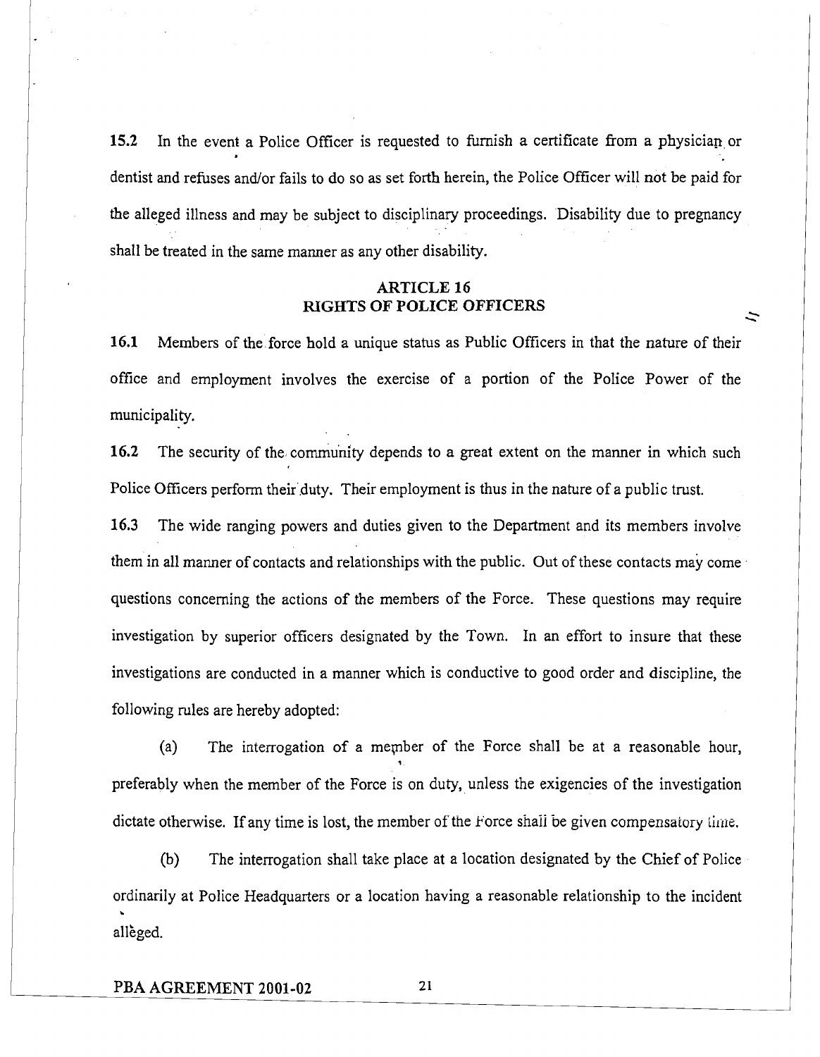**15.2** In the event a Police Officer is requested to furnish a certificate from a physician or dentist and refuses and/or fails to do so as set forth herein, the Police Officer will not be paid for the alleged illness and may be subject to disciplinary proceedings. Disability due to pregnancy shall be treated in the same manner as any other disability.

## ARTICLE 16
## RIGHTS OF POLICE OFFICERS

**16.1** Members of the force hold a unique status as Public Officers in that the nature of their office and employment involves the exercise of a portion of the Police Power of the municipality.

**16.2** The security of the community depends to a great extent on the manner in which such Police Officers perform their duty. Their employment is thus in the nature of a public trust.

**16.3** The wide ranging powers and duties given to the Department and its members involve them in all manner of contacts and relationships with the public. Out of these contacts may come questions concerning the actions of the members of the Force. These questions may require investigation by superior officers designated by the Town. In an effort to insure that these investigations are conducted in a manner which is conductive to good order and discipline, the following rules are hereby adopted:

(a) The interrogation of a member of the Force shall be at a reasonable hour, preferably when the member of the Force is on duty, unless the exigencies of the investigation dictate otherwise. If any time is lost, the member of the Force shall be given compensatory time.

(b) The interrogation shall take place at a location designated by the Chief of Police ordinarily at Police Headquarters or a location having a reasonable relationship to the incident alleged.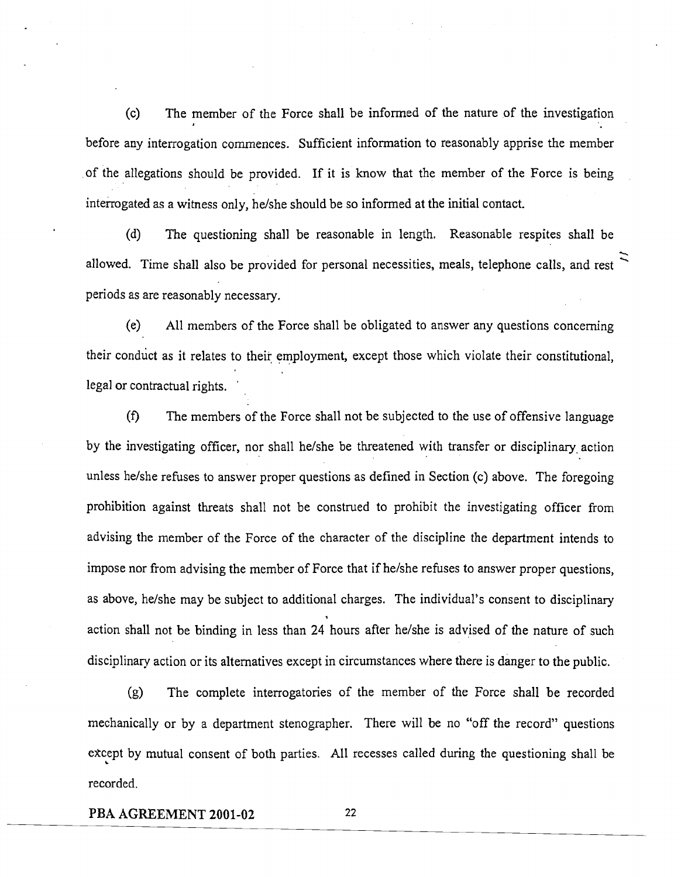(c) The member of the Force shall be informed of the nature of the investigation before any interrogation commences. Sufficient information to reasonably apprise the member of the allegations should be provided. If it is know that the member of the Force is being interrogated as a witness only, he/she should be so informed at the initial contact.

(d) The questioning shall be reasonable in length. Reasonable respites shall be allowed. Time shall also be provided for personal necessities, meals, telephone calls, and rest periods as are reasonably necessary.

(e) All members of the Force shall be obligated to answer any questions concerning their conduct as it relates to their employment, except those which violate their constitutional, legal or contractual rights.

(f) The members of the Force shall not be subjected to the use of offensive language by the investigating officer, nor shall he/she be threatened with transfer or disciplinary action unless he/she refuses to answer proper questions as defined in Section (c) above. The foregoing prohibition against threats shall not be construed to prohibit the investigating officer from advising the member of the Force of the character of the discipline the department intends to impose nor from advising the member of Force that if he/she refuses to answer proper questions, as above, he/she may be subject to additional charges. The individual's consent to disciplinary action shall not be binding in less than 24 hours after he/she is advised of the nature of such disciplinary action or its alternatives except in circumstances where there is danger to the public.

(g) The complete interrogatories of the member of the Force shall be recorded mechanically or by a department stenographer. There will be no "off the record" questions except by mutual consent of both parties. All recesses called during the questioning shall be recorded.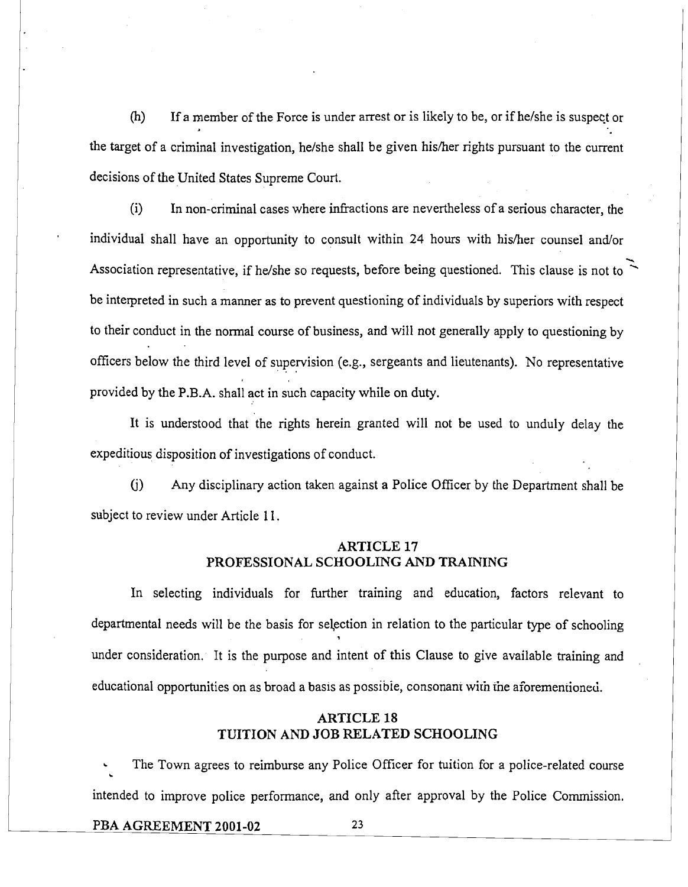(h) If a member of the Force is under arrest or is likely to be, or if he/she is suspect or the target of a criminal investigation, he/she shall be given his/her rights pursuant to the current decisions of the United States Supreme Court.

(i) In non-criminal cases where infractions are nevertheless of a serious character, the individual shall have an opportunity to consult within 24 hours with his/her counsel and/or Association representative, if he/she so requests, before being questioned. This clause is not to be interpreted in such a manner as to prevent questioning of individuals by superiors with respect to their conduct in the normal course of business, and will not generally apply to questioning by officers below the third level of supervision (e.g., sergeants and lieutenants). No representative provided by the P.B.A. shall act in such capacity while on duty.

It is understood that the rights herein granted will not be used to unduly delay the expeditious disposition of investigations of conduct.

(j) Any disciplinary action taken against a Police Officer by the Department shall be subject to review under Article 11.

## ARTICLE 17
## PROFESSIONAL SCHOOLING AND TRAINING

In selecting individuals for further training and education, factors relevant to departmental needs will be the basis for selection in relation to the particular type of schooling under consideration. It is the purpose and intent of this Clause to give available training and educational opportunities on as broad a basis as possible, consonant with the aforementioned.

## ARTICLE 18
## TUITION AND JOB RELATED SCHOOLING

The Town agrees to reimburse any Police Officer for tuition for a police-related course intended to improve police performance, and only after approval by the Police Commission.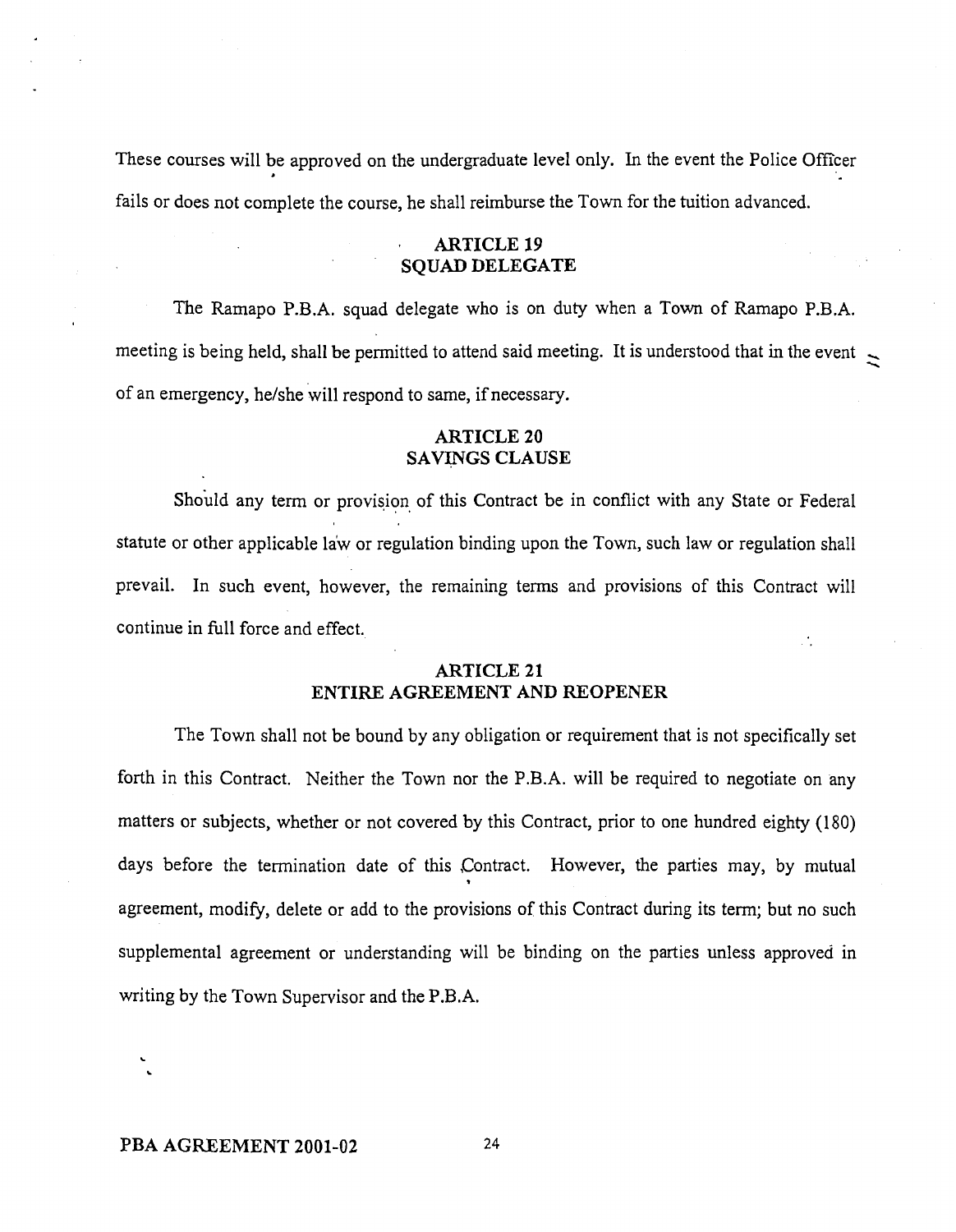These courses will be approved on the undergraduate level only. In the event the Police Officer fails or does not complete the course, he shall reimburse the Town for the tuition advanced.

## ARTICLE 19
## SQUAD DELEGATE

The Ramapo P.B.A. squad delegate who is on duty when a Town of Ramapo P.B.A. meeting is being held, shall be permitted to attend said meeting. It is understood that in the event of an emergency, he/she will respond to same, if necessary.

## ARTICLE 20
## SAVINGS CLAUSE

Should any term or provision of this Contract be in conflict with any State or Federal statute or other applicable law or regulation binding upon the Town, such law or regulation shall prevail. In such event, however, the remaining terms and provisions of this Contract will continue in full force and effect.

## ARTICLE 21
## ENTIRE AGREEMENT AND REOPENER

The Town shall not be bound by any obligation or requirement that is not specifically set forth in this Contract. Neither the Town nor the P.B.A. will be required to negotiate on any matters or subjects, whether or not covered by this Contract, prior to one hundred eighty (180) days before the termination date of this Contract. However, the parties may, by mutual agreement, modify, delete or add to the provisions of this Contract during its term; but no such supplemental agreement or understanding will be binding on the parties unless approved in writing by the Town Supervisor and the P.B.A.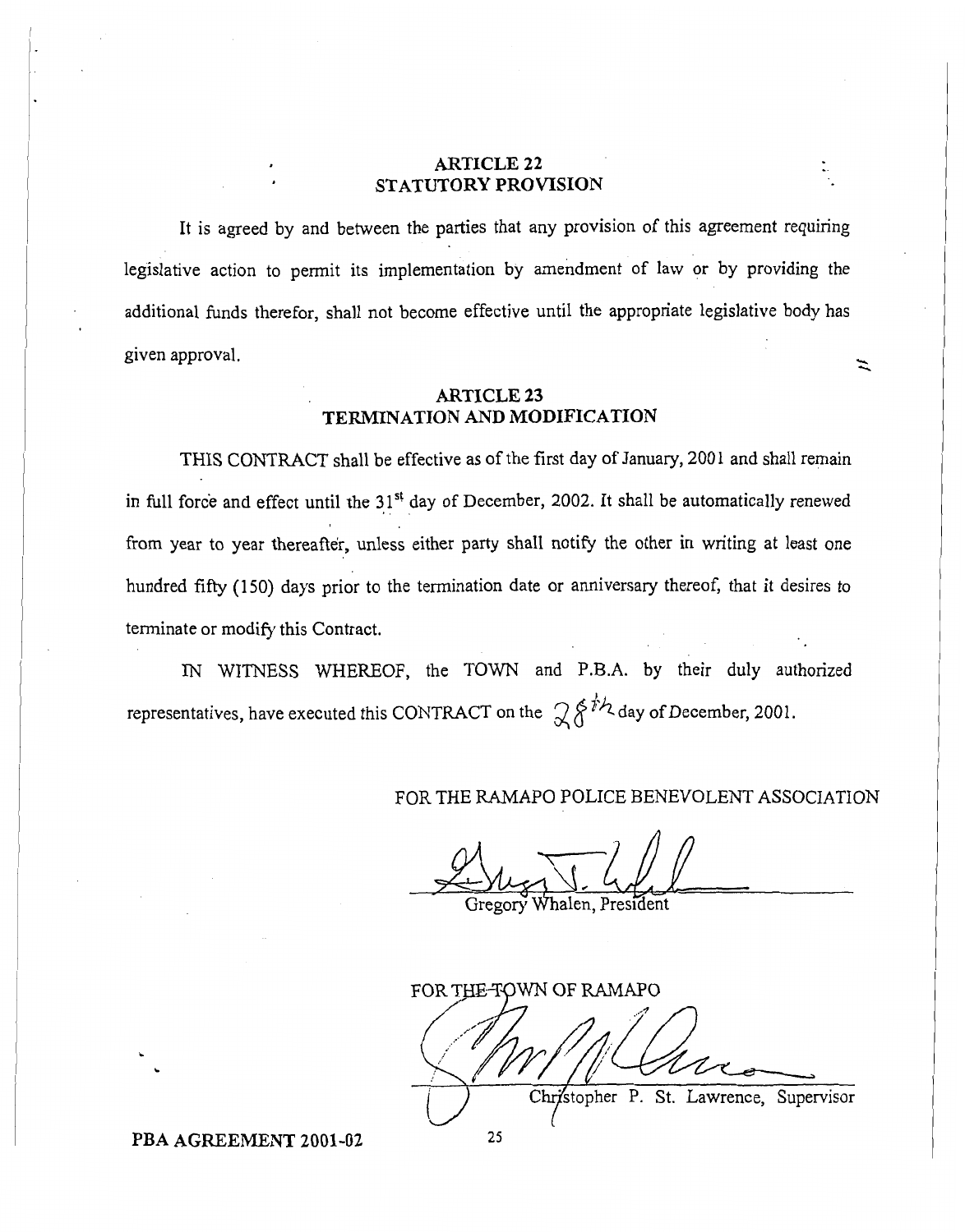## ARTICLE 22
## STATUTORY PROVISION

It is agreed by and between the parties that any provision of this agreement requiring legislative action to permit its implementation by amendment of law or by providing the additional funds therefor, shall not become effective until the appropriate legislative body has given approval.

## ARTICLE 23
## TERMINATION AND MODIFICATION

THIS CONTRACT shall be effective as of the first day of January, 2001 and shall remain in full force and effect until the 31st day of December, 2002. It shall be automatically renewed from year to year thereafter, unless either party shall notify the other in writing at least one hundred fifty (150) days prior to the termination date or anniversary thereof, that it desires to terminate or modify this Contract.

IN WITNESS WHEREOF, the TOWN and P.B.A. by their duly authorized representatives, have executed this CONTRACT on the 28th day of December, 2001.

FOR THE RAMAPO POLICE BENEVOLENT ASSOCIATION

Gregory Whalen, President

FOR THE TOWN OF RAMAPO

Christopher P. St. Lawrence, Supervisor

PBA AGREEMENT 2001-02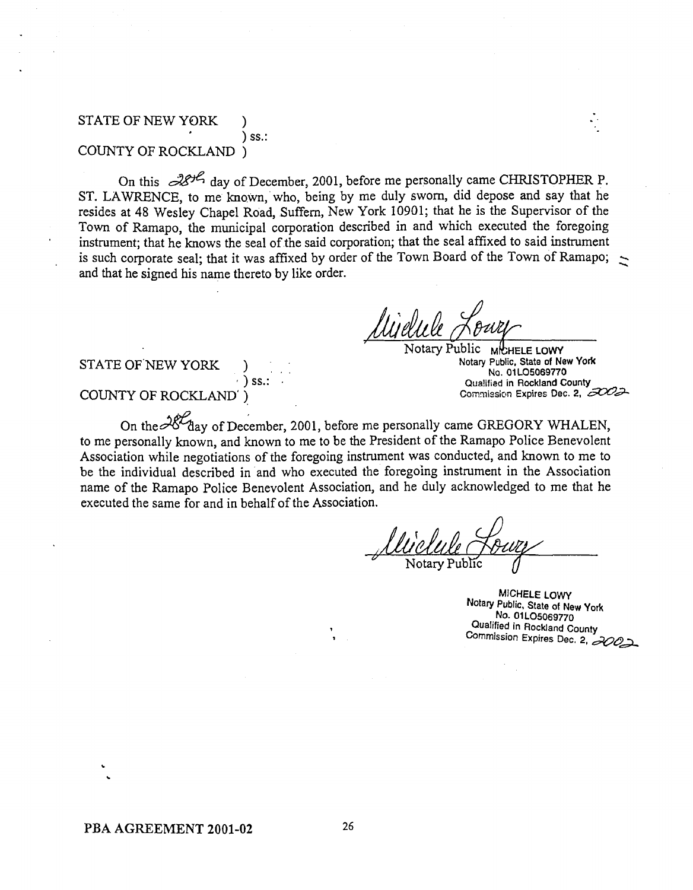STATE OF NEW YORK )
) ss.:
COUNTY OF ROCKLAND )

On this 28th day of December, 2001, before me personally came CHRISTOPHER P. ST. LAWRENCE, to me known, who, being by me duly sworn, did depose and say that he resides at 48 Wesley Chapel Road, Suffern, New York 10901; that he is the Supervisor of the Town of Ramapo, the municipal corporation described in and which executed the foregoing instrument; that he knows the seal of the said corporation; that the seal affixed to said instrument is such corporate seal; that it was affixed by order of the Town Board of the Town of Ramapo; and that he signed his name thereto by like order.

Michele Lowy
Notary Public MICHELE LOWY
Notary Public, State of New York
No. 01LO5069770
Qualified in Rockland County
Commission Expires Dec. 2, 2002

STATE OF NEW YORK )
) ss.:
COUNTY OF ROCKLAND )

On the 28 day of December, 2001, before me personally came GREGORY WHALEN, to me personally known, and known to me to be the President of the Ramapo Police Benevolent Association while negotiations of the foregoing instrument was conducted, and known to me to be the individual described in and who executed the foregoing instrument in the Association name of the Ramapo Police Benevolent Association, and he duly acknowledged to me that he executed the same for and in behalf of the Association.

Michele Lowy
Notary Public

MICHELE LOWY
Notary Public, State of New York
No. 01LO5069770
Qualified in Rockland County
Commission Expires Dec. 2, 2002

PBA AGREEMENT 2001-02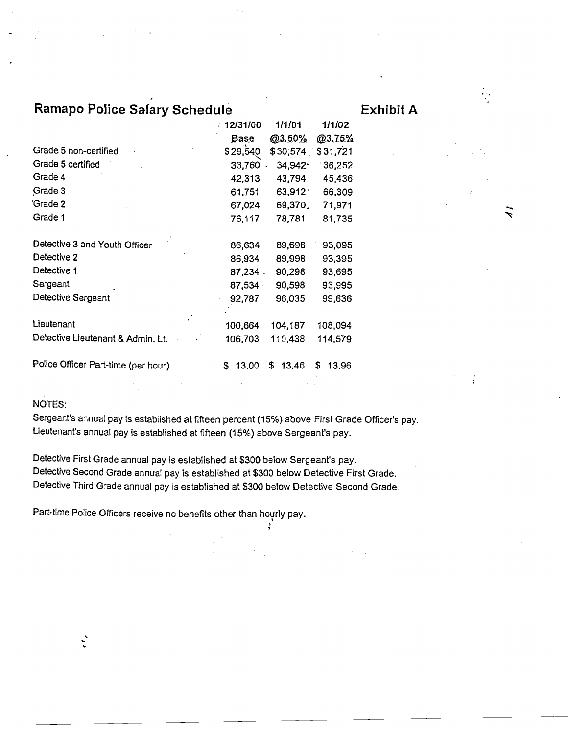## Ramapo Police Salary Schedule

**Exhibit A**

| | 12/31/00 Base | 1/1/01 @3.50% | 1/1/02 @3.75% |
|---|---|---|---|
| Grade 5 non-certified | $29,540 | $30,574 | $31,721 |
| Grade 5 certified | 33,760 | 34,942 | 36,252 |
| Grade 4 | 42,313 | 43,794 | 45,436 |
| Grade 3 | 61,751 | 63,912 | 66,309 |
| Grade 2 | 67,024 | 69,370 | 71,971 |
| Grade 1 | 76,117 | 78,781 | 81,735 |
| | | | |
| Detective 3 and Youth Officer | 86,634 | 89,698 | 93,095 |
| Detective 2 | 86,934 | 89,998 | 93,395 |
| Detective 1 | 87,234 | 90,298 | 93,695 |
| Sergeant | 87,534 | 90,598 | 93,995 |
| Detective Sergeant | 92,787 | 96,035 | 99,636 |
| | | | |
| Lieutenant | 100,664 | 104,187 | 108,094 |
| Detective Lieutenant & Admin. Lt. | 106,703 | 110,438 | 114,579 |
| | | | |
| Police Officer Part-time (per hour) | $ 13.00 | $ 13.46 | $ 13.96 |

NOTES:

Sergeant's annual pay is established at fifteen percent (15%) above First Grade Officer's pay.
Lieutenant's annual pay is established at fifteen (15%) above Sergeant's pay.

Detective First Grade annual pay is established at $300 below Sergeant's pay.
Detective Second Grade annual pay is established at $300 below Detective First Grade.
Detective Third Grade annual pay is established at $300 below Detective Second Grade.

Part-time Police Officers receive no benefits other than hourly pay.